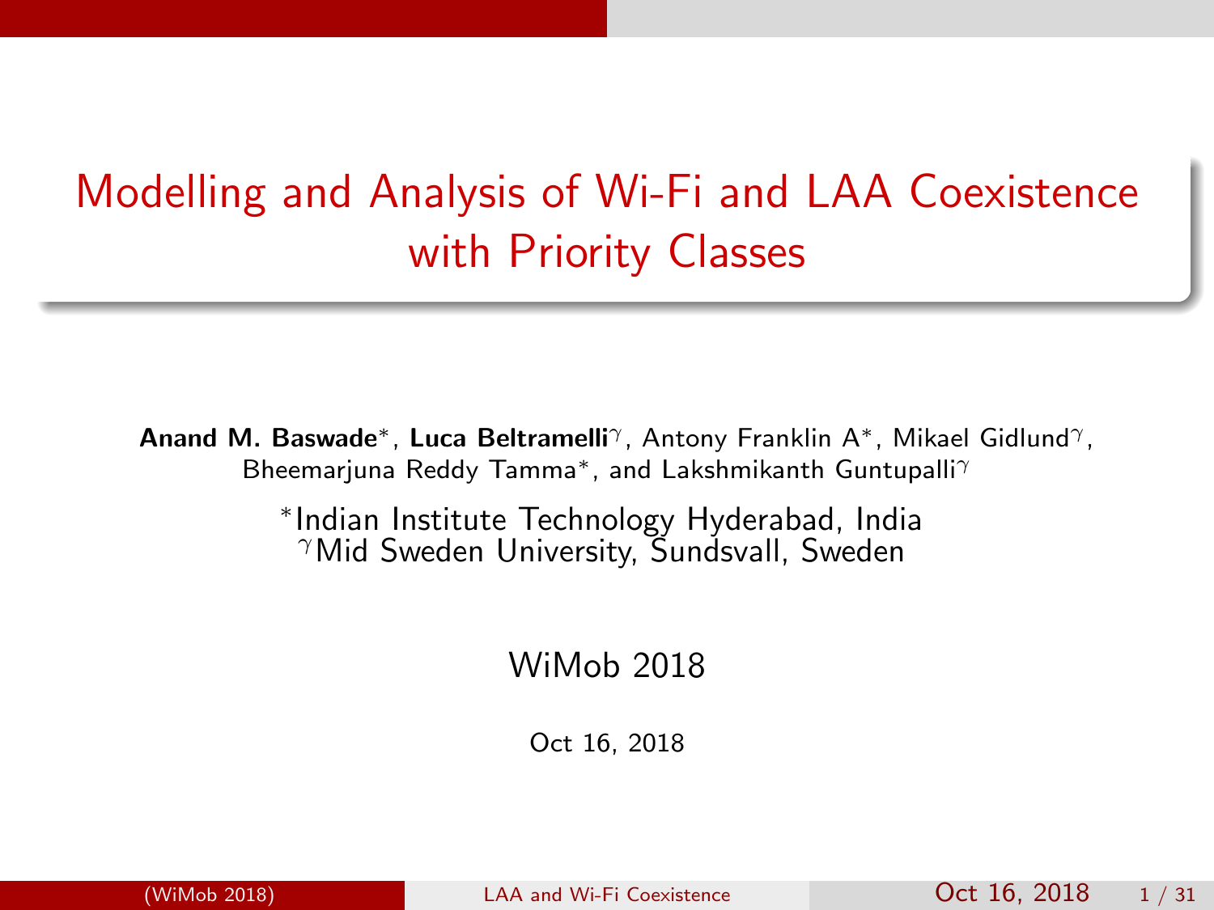# Modelling and Analysis of Wi-Fi and LAA Coexistence with Priority Classes

**Anand M. Baswade**[*], **Luca Beltramelli**[γ], Antony Franklin A[*], Mikael Gidlund[γ], Bheemarjuna Reddy Tamma[*], and Lakshmikanth Guntupalli[γ]

[*]Indian Institute Technology Hyderabad, India
[γ]Mid Sweden University, Sundsvall, Sweden

WiMob 2018

Oct 16, 2018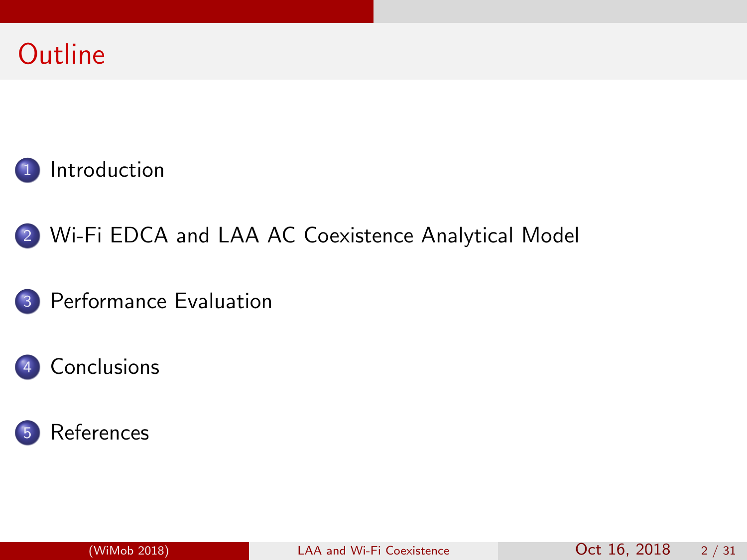# Outline

1. Introduction
2. Wi-Fi EDCA and LAA AC Coexistence Analytical Model
3. Performance Evaluation
4. Conclusions
5. References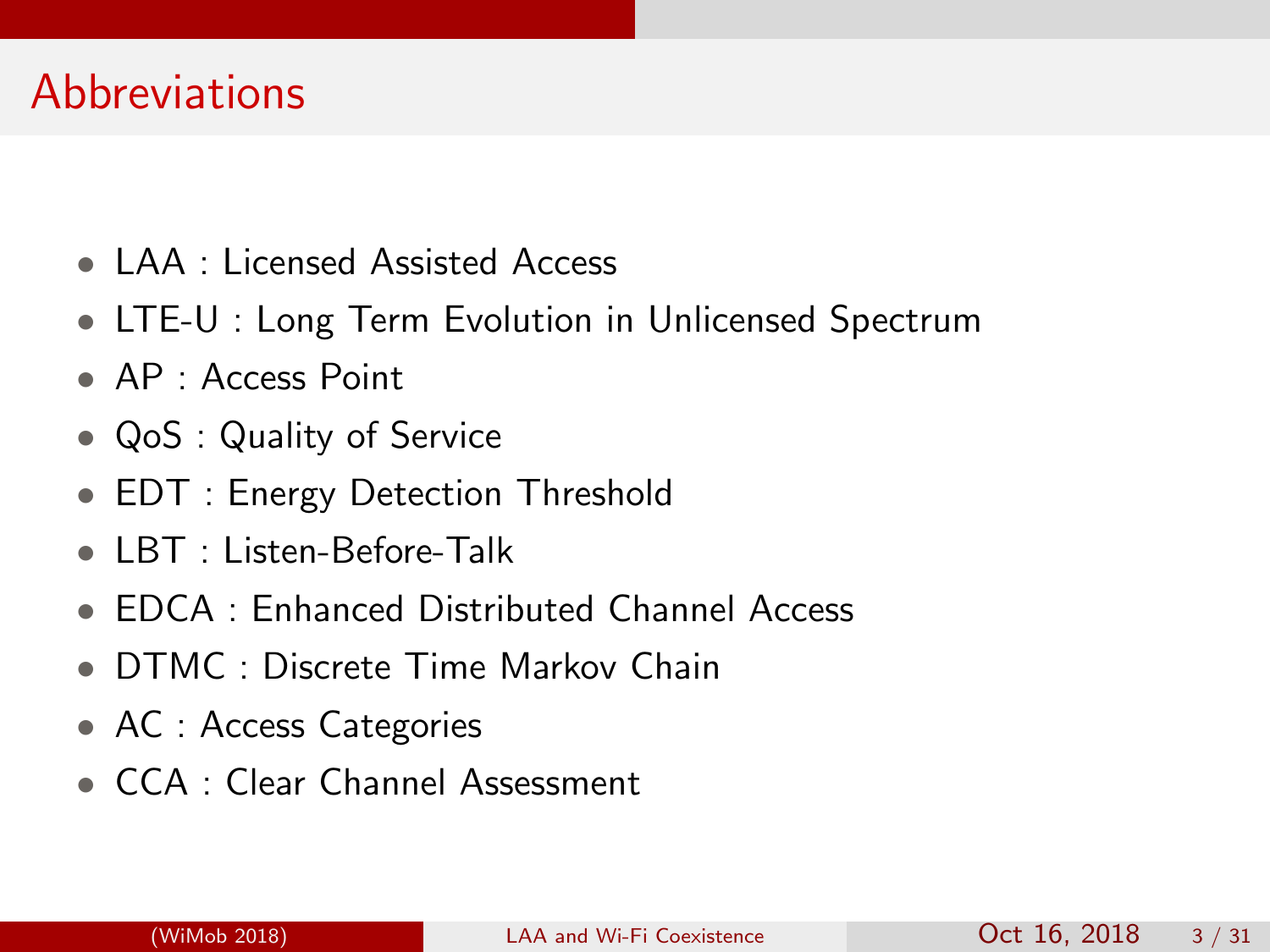# Abbreviations

- LAA : Licensed Assisted Access
- LTE-U : Long Term Evolution in Unlicensed Spectrum
- AP : Access Point
- QoS : Quality of Service
- EDT : Energy Detection Threshold
- LBT : Listen-Before-Talk
- EDCA : Enhanced Distributed Channel Access
- DTMC : Discrete Time Markov Chain
- AC : Access Categories
- CCA : Clear Channel Assessment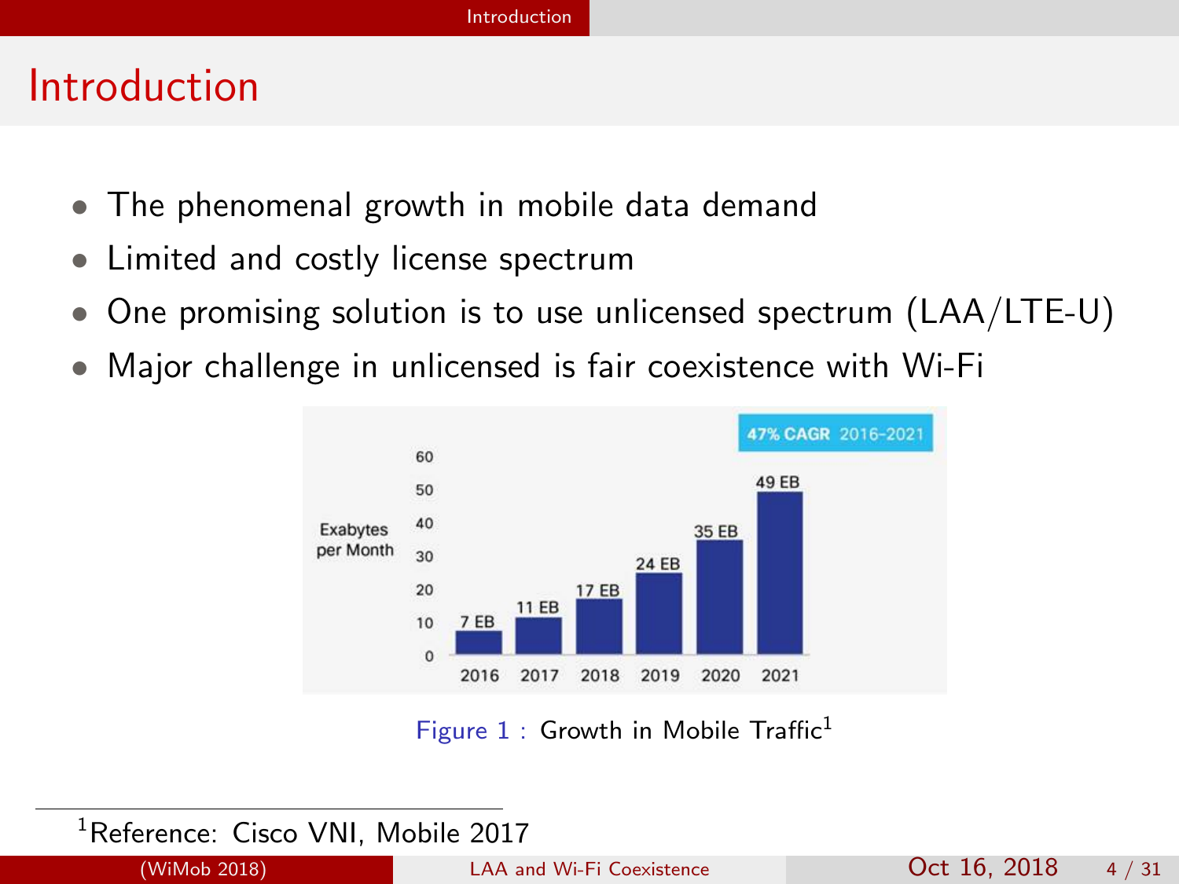# Introduction

- The phenomenal growth in mobile data demand
- Limited and costly license spectrum
- One promising solution is to use unlicensed spectrum (LAA/LTE-U)
- Major challenge in unlicensed is fair coexistence with Wi-Fi

Figure 1 : Growth in Mobile Traffic[1]

[1] Reference: Cisco VNI, Mobile 2017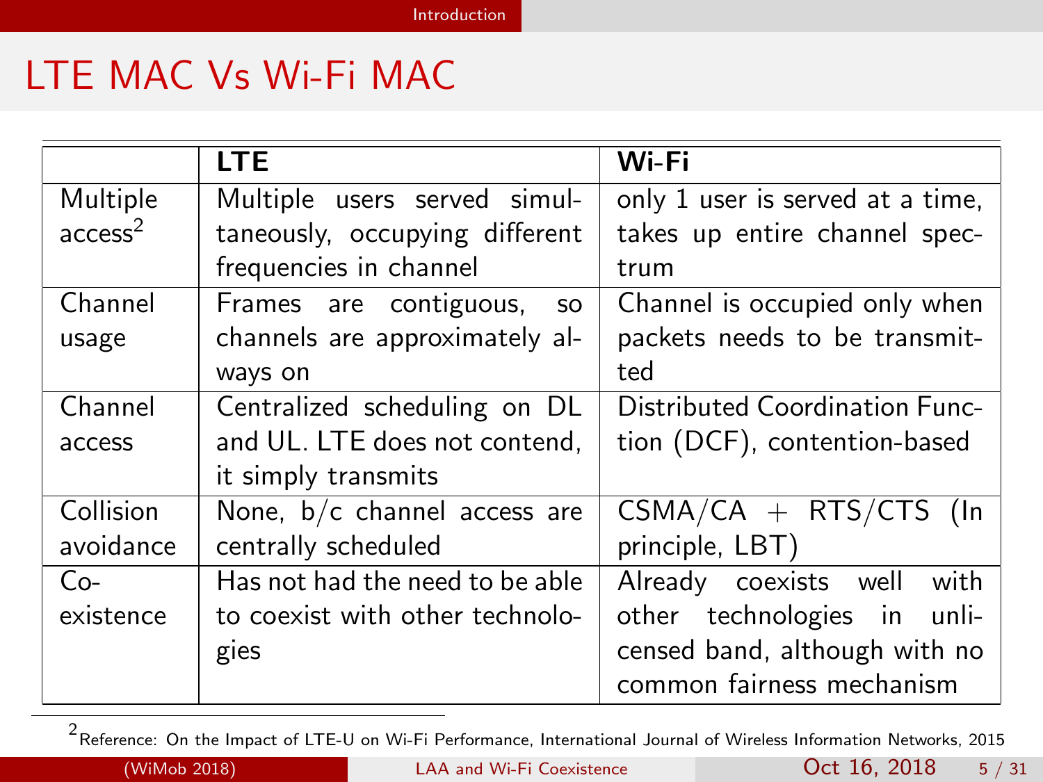# LTE MAC Vs Wi-Fi MAC

| | **LTE** | **Wi-Fi** |
|---|---|---|
| Multiple access[2] | Multiple users served simultaneously, occupying different frequencies in channel | only 1 user is served at a time, takes up entire channel spectrum |
| Channel usage | Frames are contiguous, so channels are approximately always on | Channel is occupied only when packets needs to be transmitted |
| Channel access | Centralized scheduling on DL and UL. LTE does not contend, it simply transmits | Distributed Coordination Function (DCF), contention-based |
| Collision avoidance | None, b/c channel access are centrally scheduled | CSMA/CA + RTS/CTS (In principle, LBT) |
| Co-existence | Has not had the need to be able to coexist with other technologies | Already coexists well with other technologies in unlicensed band, although with no common fairness mechanism |

[2] Reference: On the Impact of LTE-U on Wi-Fi Performance, International Journal of Wireless Information Networks, 2015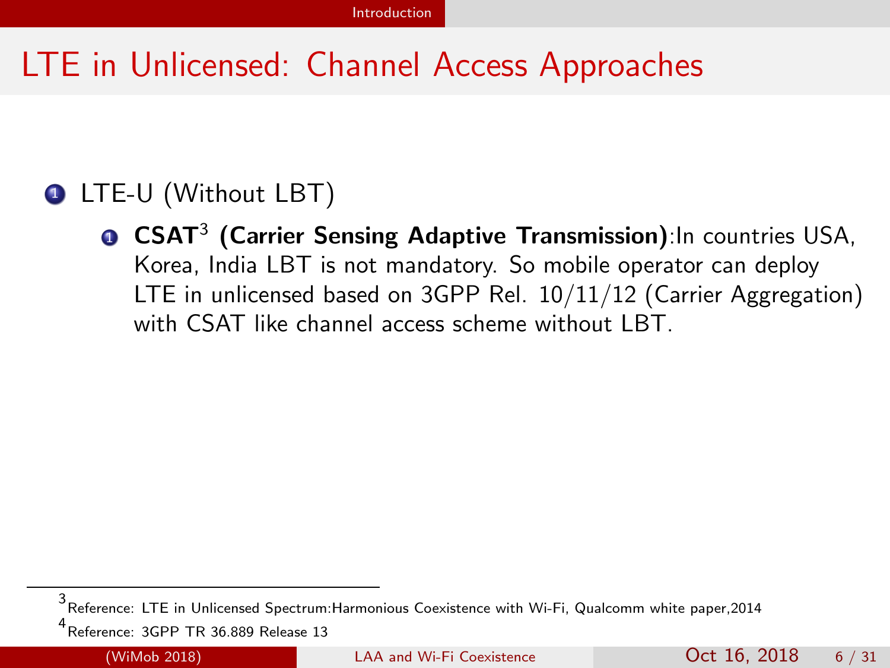# LTE in Unlicensed: Channel Access Approaches

1. LTE-U (Without LBT)
    1. **CSAT[3] (Carrier Sensing Adaptive Transmission)**:In countries USA, Korea, India LBT is not mandatory. So mobile operator can deploy LTE in unlicensed based on 3GPP Rel. 10/11/12 (Carrier Aggregation) with CSAT like channel access scheme without LBT.

[3] Reference: LTE in Unlicensed Spectrum:Harmonious Coexistence with Wi-Fi, Qualcomm white paper,2014

[4] Reference: 3GPP TR 36.889 Release 13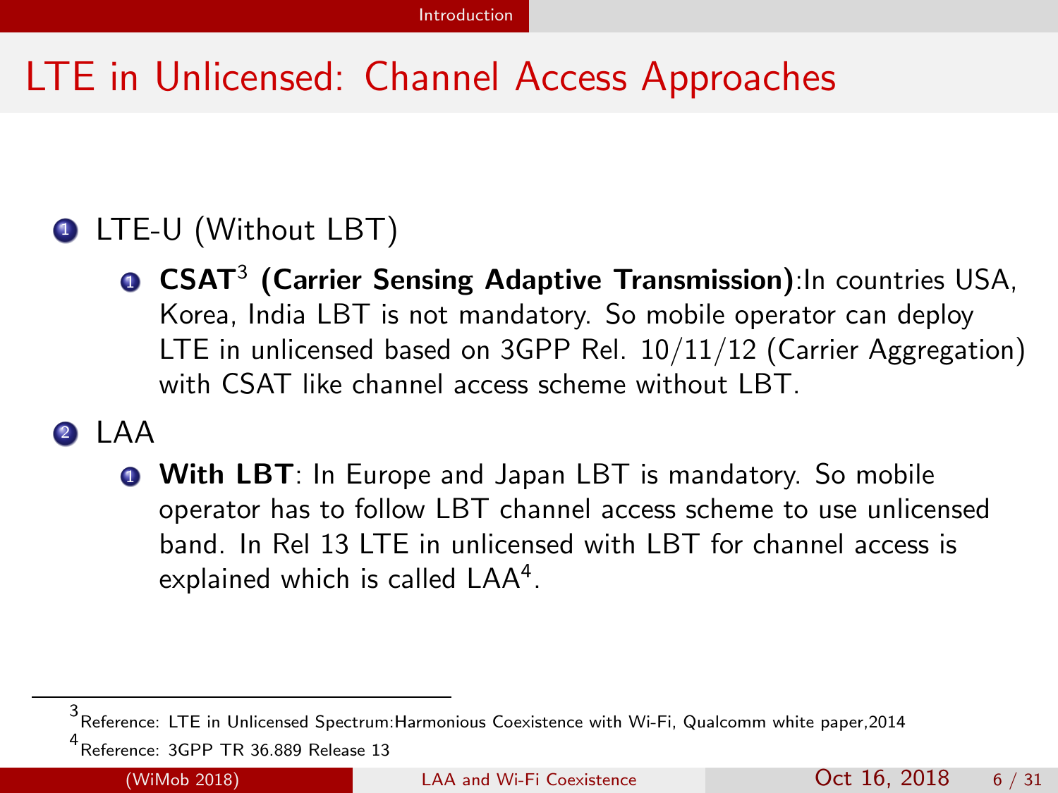# LTE in Unlicensed: Channel Access Approaches

1. LTE-U (Without LBT)
    1. **CSAT**[3] **(Carrier Sensing Adaptive Transmission)**:In countries USA, Korea, India LBT is not mandatory. So mobile operator can deploy LTE in unlicensed based on 3GPP Rel. 10/11/12 (Carrier Aggregation) with CSAT like channel access scheme without LBT.
2. LAA
    1. **With LBT**: In Europe and Japan LBT is mandatory. So mobile operator has to follow LBT channel access scheme to use unlicensed band. In Rel 13 LTE in unlicensed with LBT for channel access is explained which is called LAA[4].

---

[3] Reference: LTE in Unlicensed Spectrum:Harmonious Coexistence with Wi-Fi, Qualcomm white paper,2014

[4] Reference: 3GPP TR 36.889 Release 13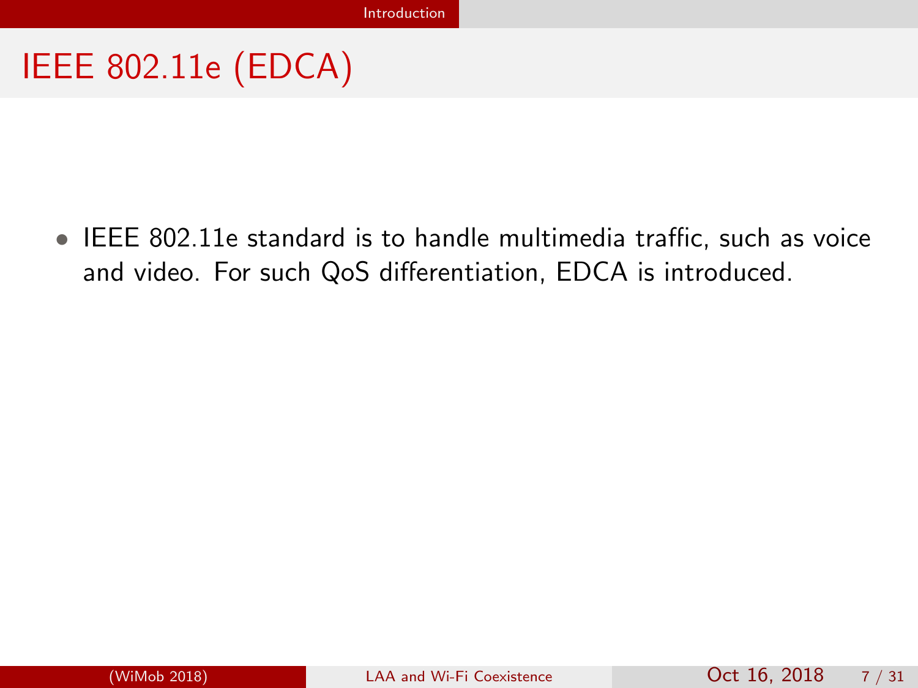# IEEE 802.11e (EDCA)

- IEEE 802.11e standard is to handle multimedia traffic, such as voice and video. For such QoS differentiation, EDCA is introduced.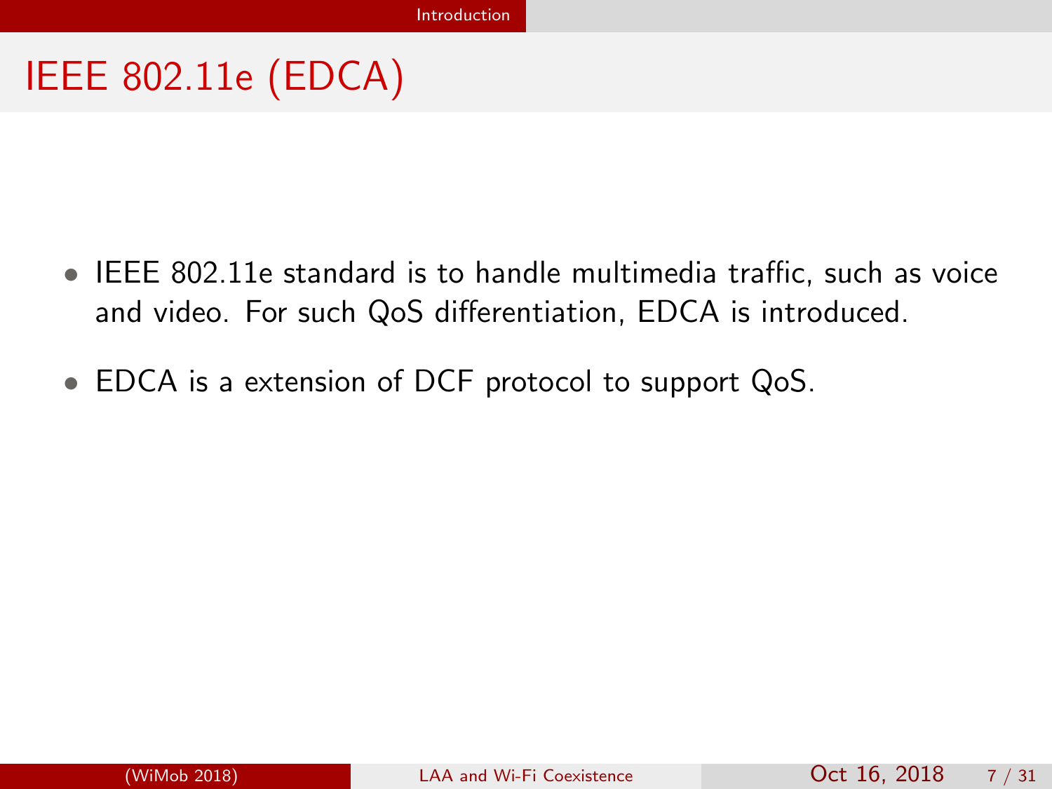# IEEE 802.11e (EDCA)

- IEEE 802.11e standard is to handle multimedia traffic, such as voice and video. For such QoS differentiation, EDCA is introduced.
- EDCA is a extension of DCF protocol to support QoS.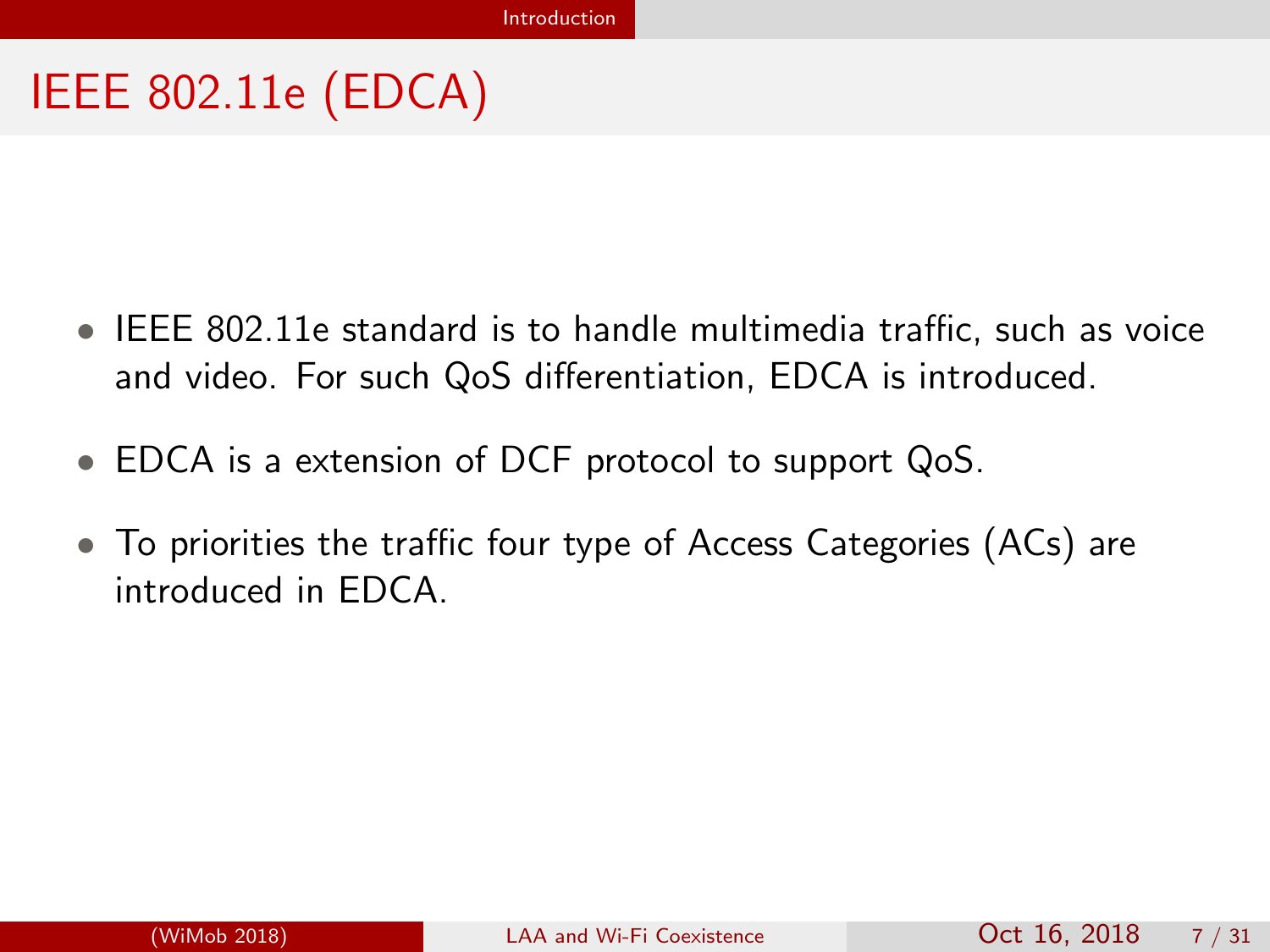# IEEE 802.11e (EDCA)

- IEEE 802.11e standard is to handle multimedia traffic, such as voice and video. For such QoS differentiation, EDCA is introduced.
- EDCA is a extension of DCF protocol to support QoS.
- To priorities the traffic four type of Access Categories (ACs) are introduced in EDCA.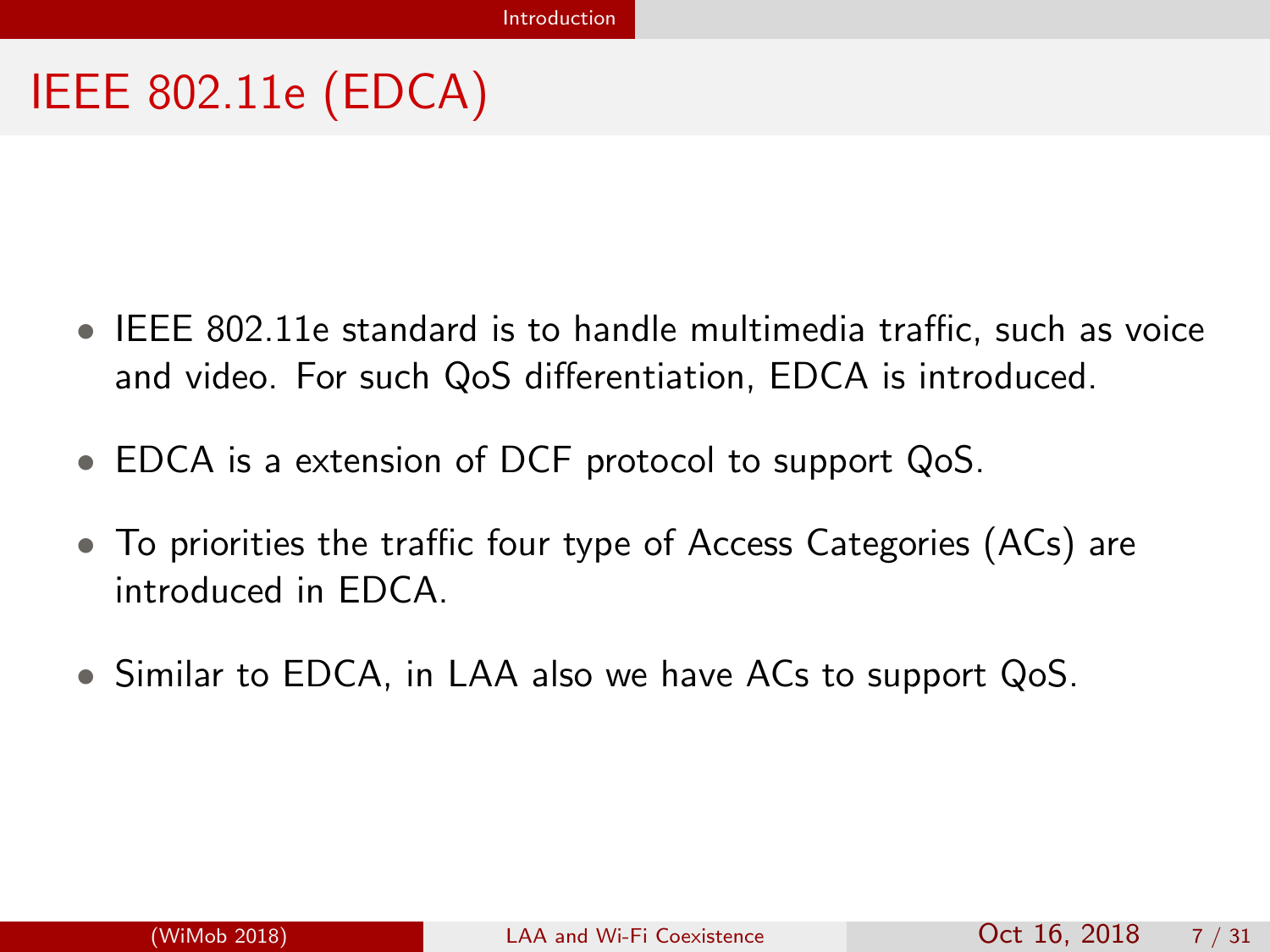# IEEE 802.11e (EDCA)

- IEEE 802.11e standard is to handle multimedia traffic, such as voice and video. For such QoS differentiation, EDCA is introduced.
- EDCA is a extension of DCF protocol to support QoS.
- To priorities the traffic four type of Access Categories (ACs) are introduced in EDCA.
- Similar to EDCA, in LAA also we have ACs to support QoS.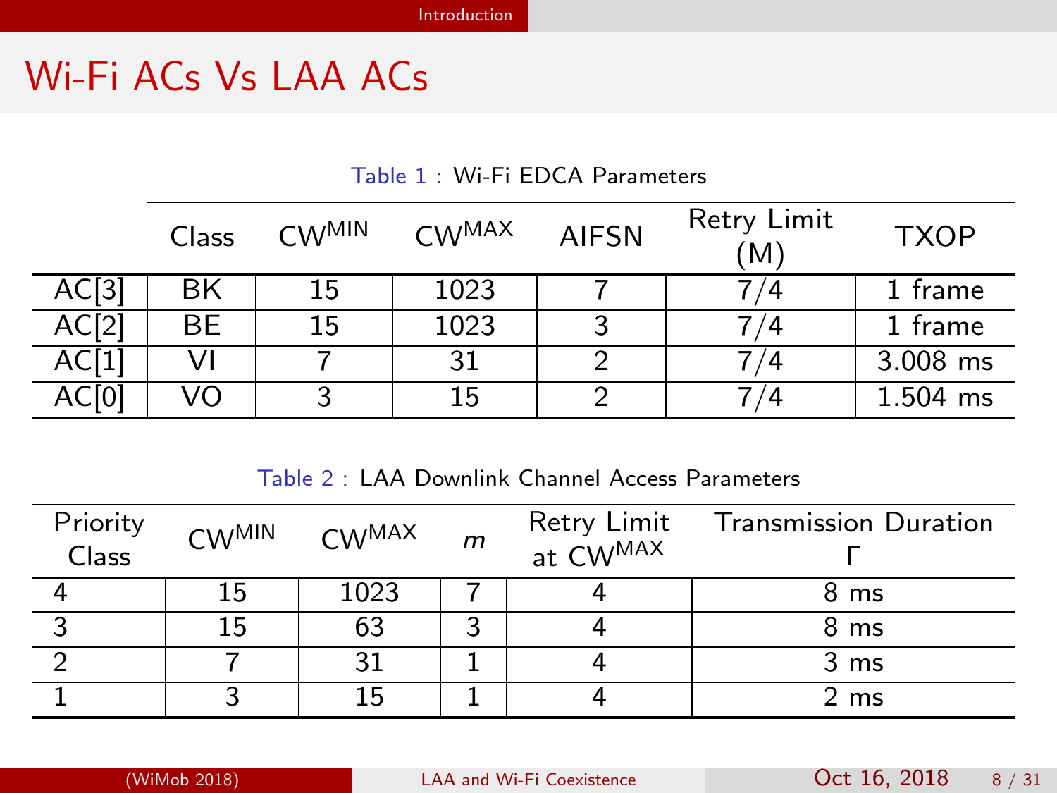# Wi-Fi ACs Vs LAA ACs

Table 1 : Wi-Fi EDCA Parameters

| | Class | $CW^{MIN}$ | $CW^{MAX}$ | AIFSN | Retry Limit (M) | TXOP |
|---|---|---|---|---|---|---|
| AC[3] | BK | 15 | 1023 | 7 | 7/4 | 1 frame |
| AC[2] | BE | 15 | 1023 | 3 | 7/4 | 1 frame |
| AC[1] | VI | 7 | 31 | 2 | 7/4 | 3.008 ms |
| AC[0] | VO | 3 | 15 | 2 | 7/4 | 1.504 ms |

Table 2 : LAA Downlink Channel Access Parameters

| Priority Class | $CW^{MIN}$ | $CW^{MAX}$ | $m$ | Retry Limit at $CW^{MAX}$ | Transmission Duration $\Gamma$ |
|---|---|---|---|---|---|
| 4 | 15 | 1023 | 7 | 4 | 8 ms |
| 3 | 15 | 63 | 3 | 4 | 8 ms |
| 2 | 7 | 31 | 1 | 4 | 3 ms |
| 1 | 3 | 15 | 1 | 4 | 2 ms |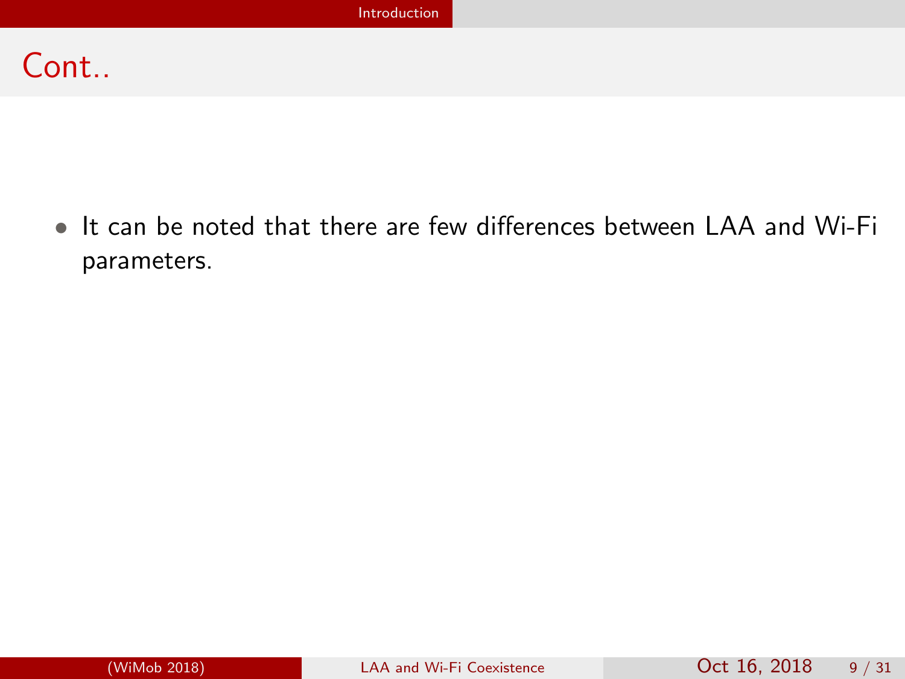# Cont..

- It can be noted that there are few differences between LAA and Wi-Fi parameters.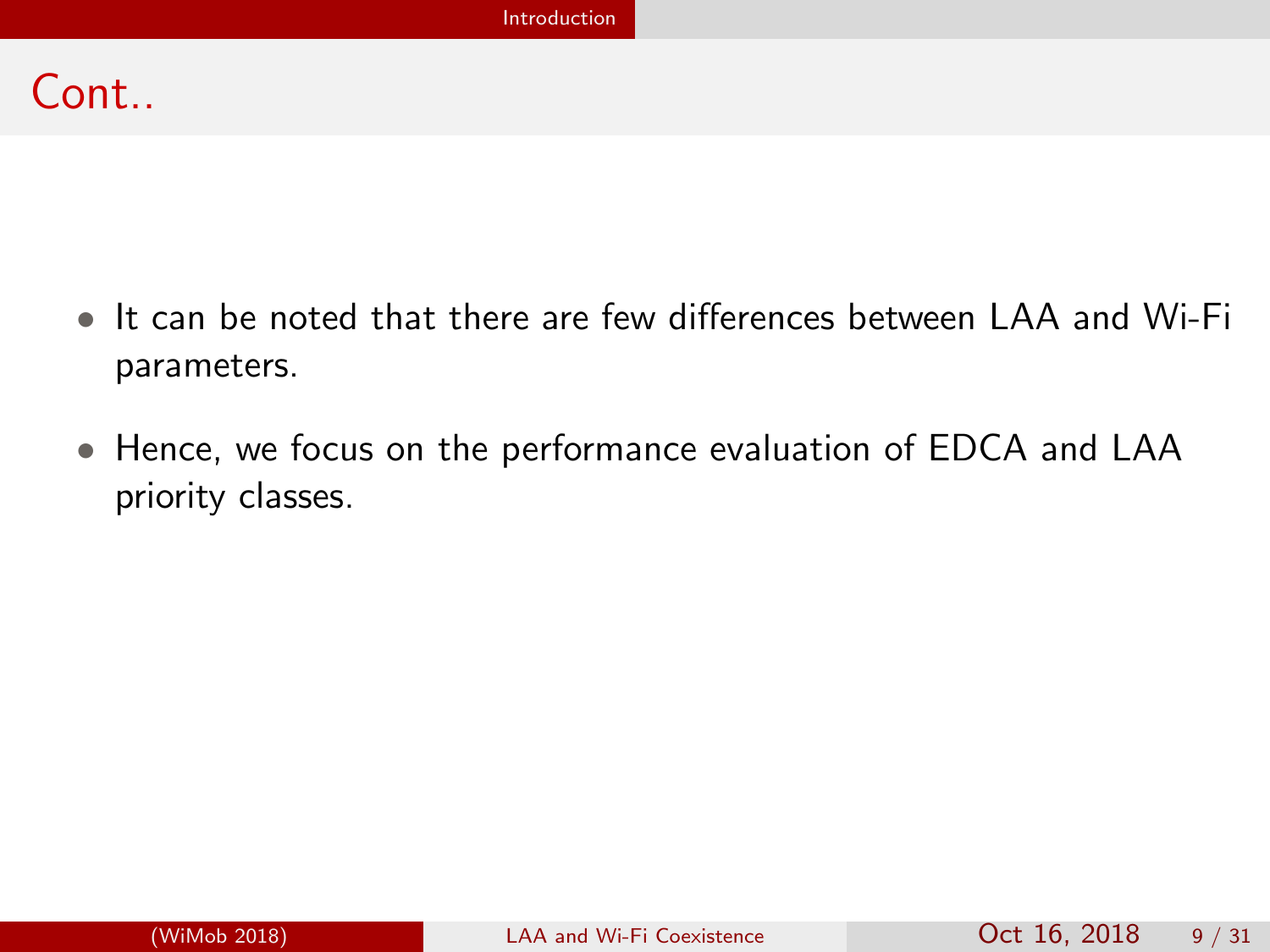## Cont..

- It can be noted that there are few differences between LAA and Wi-Fi parameters.
- Hence, we focus on the performance evaluation of EDCA and LAA priority classes.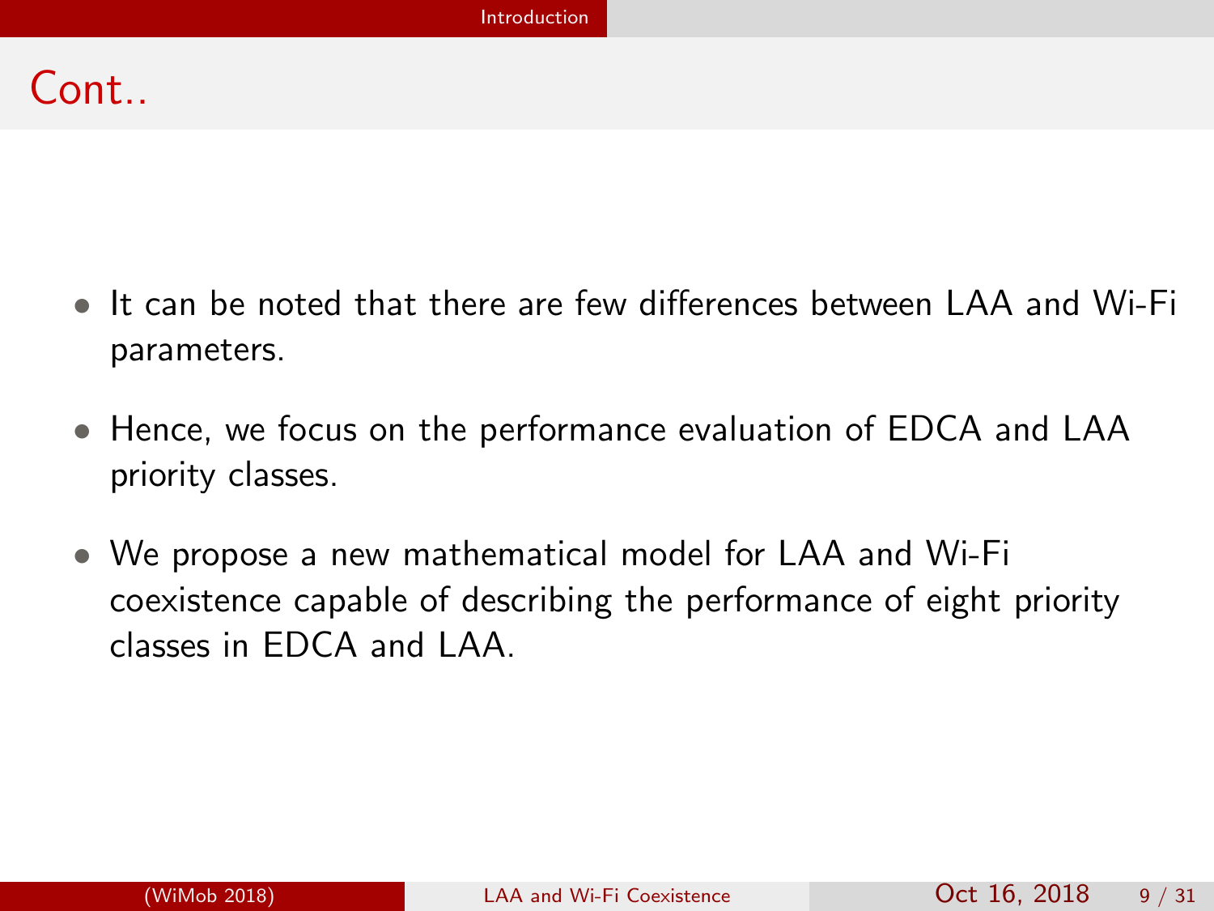## Cont..

- It can be noted that there are few differences between LAA and Wi-Fi parameters.
- Hence, we focus on the performance evaluation of EDCA and LAA priority classes.
- We propose a new mathematical model for LAA and Wi-Fi coexistence capable of describing the performance of eight priority classes in EDCA and LAA.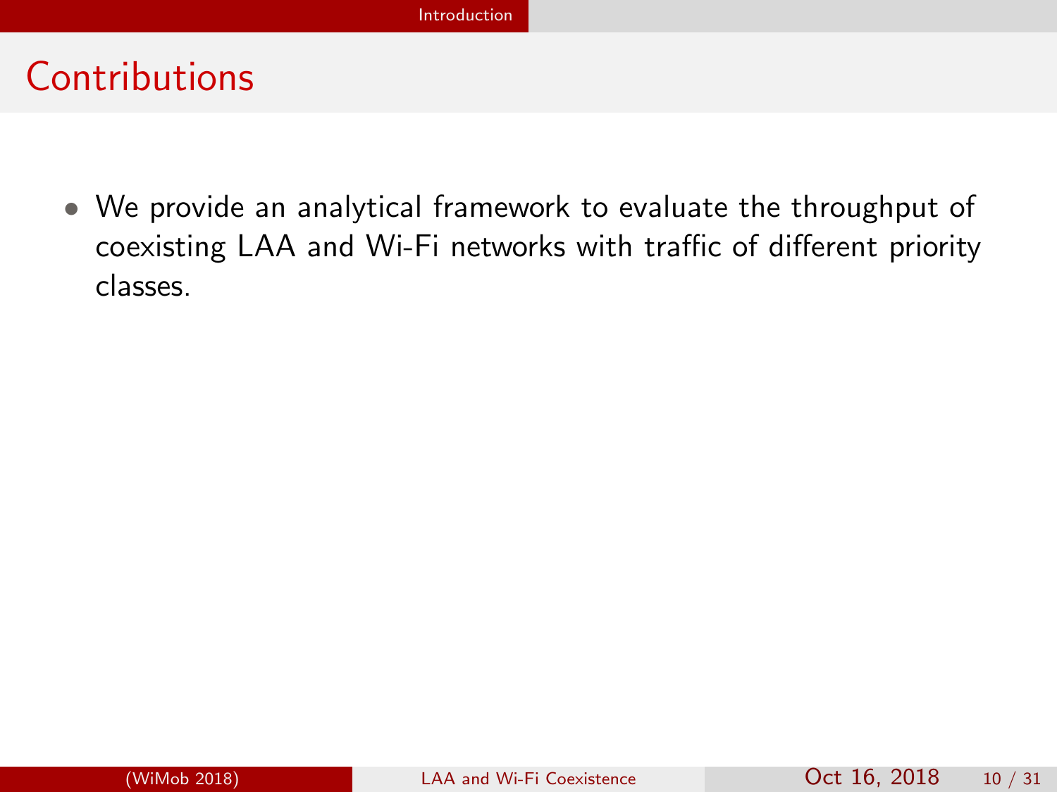# Contributions

- We provide an analytical framework to evaluate the throughput of coexisting LAA and Wi-Fi networks with traffic of different priority classes.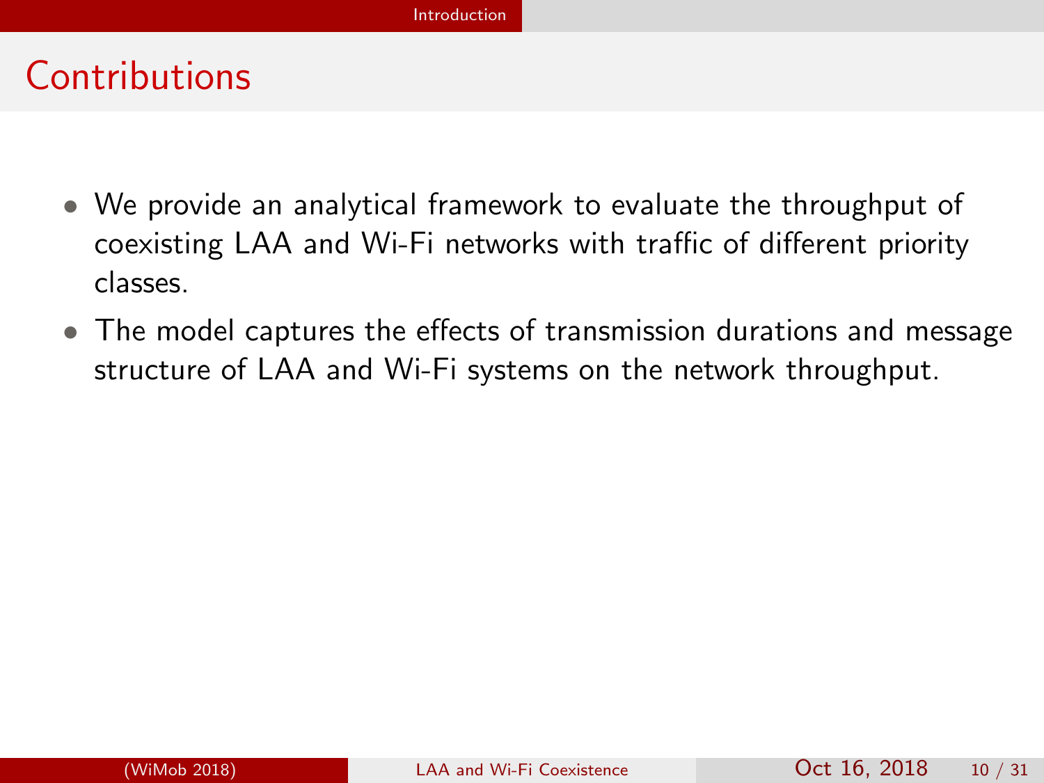# Contributions

- We provide an analytical framework to evaluate the throughput of coexisting LAA and Wi-Fi networks with traffic of different priority classes.
- The model captures the effects of transmission durations and message structure of LAA and Wi-Fi systems on the network throughput.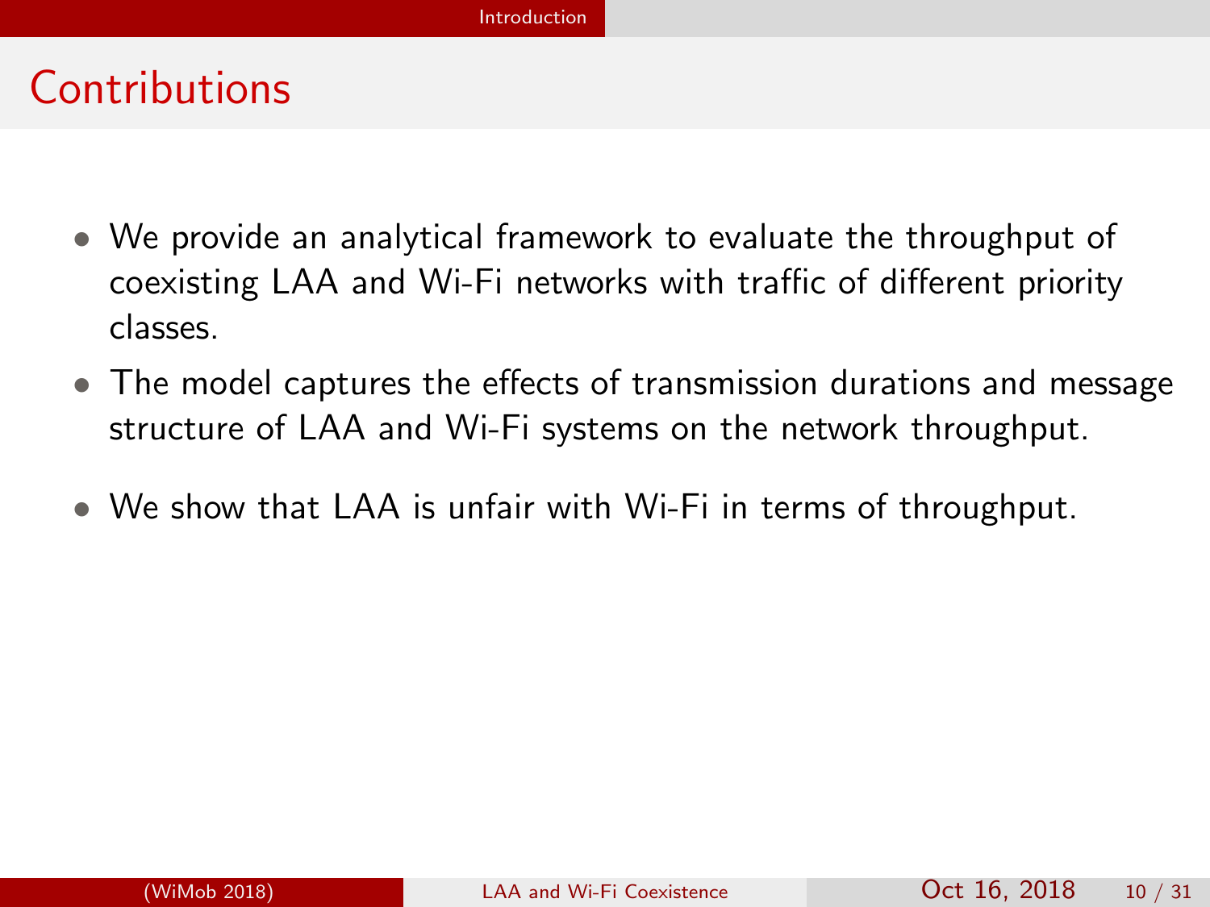# Contributions

- We provide an analytical framework to evaluate the throughput of coexisting LAA and Wi-Fi networks with traffic of different priority classes.
- The model captures the effects of transmission durations and message structure of LAA and Wi-Fi systems on the network throughput.
- We show that LAA is unfair with Wi-Fi in terms of throughput.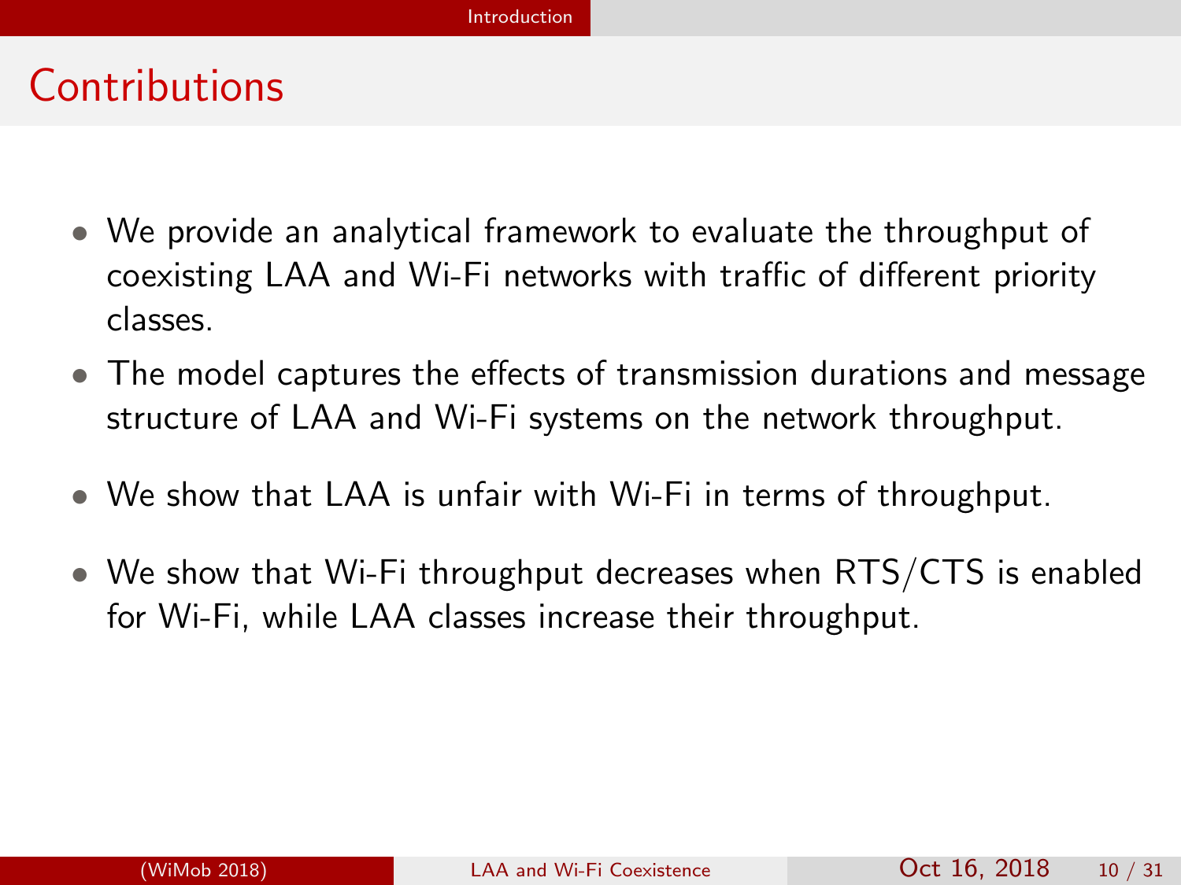# Contributions

- We provide an analytical framework to evaluate the throughput of coexisting LAA and Wi-Fi networks with traffic of different priority classes.
- The model captures the effects of transmission durations and message structure of LAA and Wi-Fi systems on the network throughput.
- We show that LAA is unfair with Wi-Fi in terms of throughput.
- We show that Wi-Fi throughput decreases when RTS/CTS is enabled for Wi-Fi, while LAA classes increase their throughput.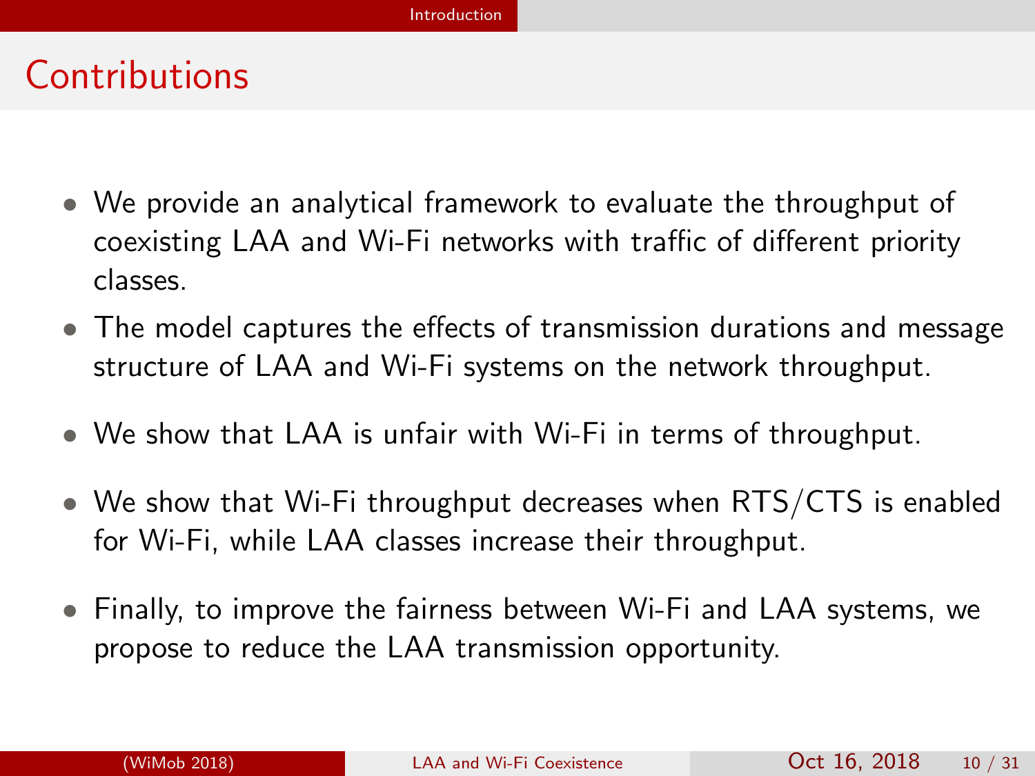# Contributions

- We provide an analytical framework to evaluate the throughput of coexisting LAA and Wi-Fi networks with traffic of different priority classes.
- The model captures the effects of transmission durations and message structure of LAA and Wi-Fi systems on the network throughput.
- We show that LAA is unfair with Wi-Fi in terms of throughput.
- We show that Wi-Fi throughput decreases when RTS/CTS is enabled for Wi-Fi, while LAA classes increase their throughput.
- Finally, to improve the fairness between Wi-Fi and LAA systems, we propose to reduce the LAA transmission opportunity.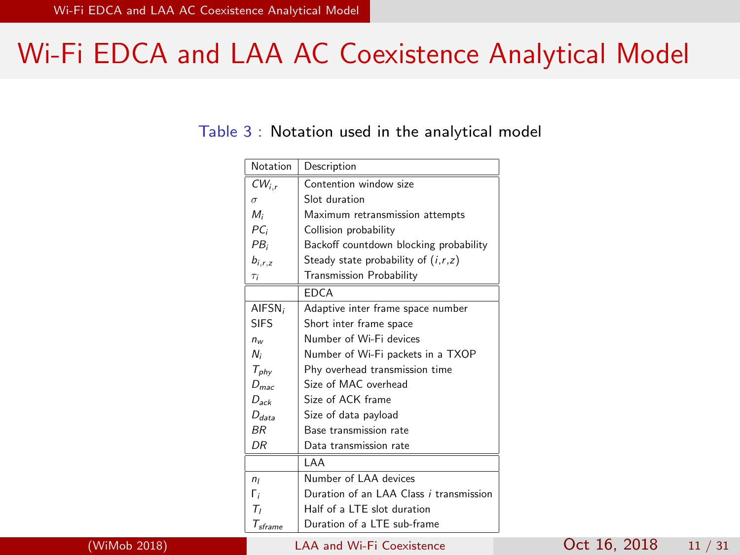# Wi-Fi EDCA and LAA AC Coexistence Analytical Model

Table 3 : Notation used in the analytical model

| Notation | Description |
|---|---|
| $CW_{i,r}$ | Contention window size |
| $\sigma$ | Slot duration |
| $M_i$ | Maximum retransmission attempts |
| $PC_i$ | Collision probability |
| $PB_i$ | Backoff countdown blocking probability |
| $b_{i,r,z}$ | Steady state probability of $(i,r,z)$ |
| $\tau_i$ | Transmission Probability |
| | EDCA |
| $\text{AIFSN}_i$ | Adaptive inter frame space number |
| SIFS | Short inter frame space |
| $n_w$ | Number of Wi-Fi devices |
| $N_i$ | Number of Wi-Fi packets in a TXOP |
| $T_{phy}$ | Phy overhead transmission time |
| $D_{mac}$ | Size of MAC overhead |
| $D_{ack}$ | Size of ACK frame |
| $D_{data}$ | Size of data payload |
| $BR$ | Base transmission rate |
| $DR$ | Data transmission rate |
| | LAA |
| $n_l$ | Number of LAA devices |
| $\Gamma_i$ | Duration of an LAA Class $i$ transmission |
| $T_l$ | Half of a LTE slot duration |
| $T_{sframe}$ | Duration of a LTE sub-frame |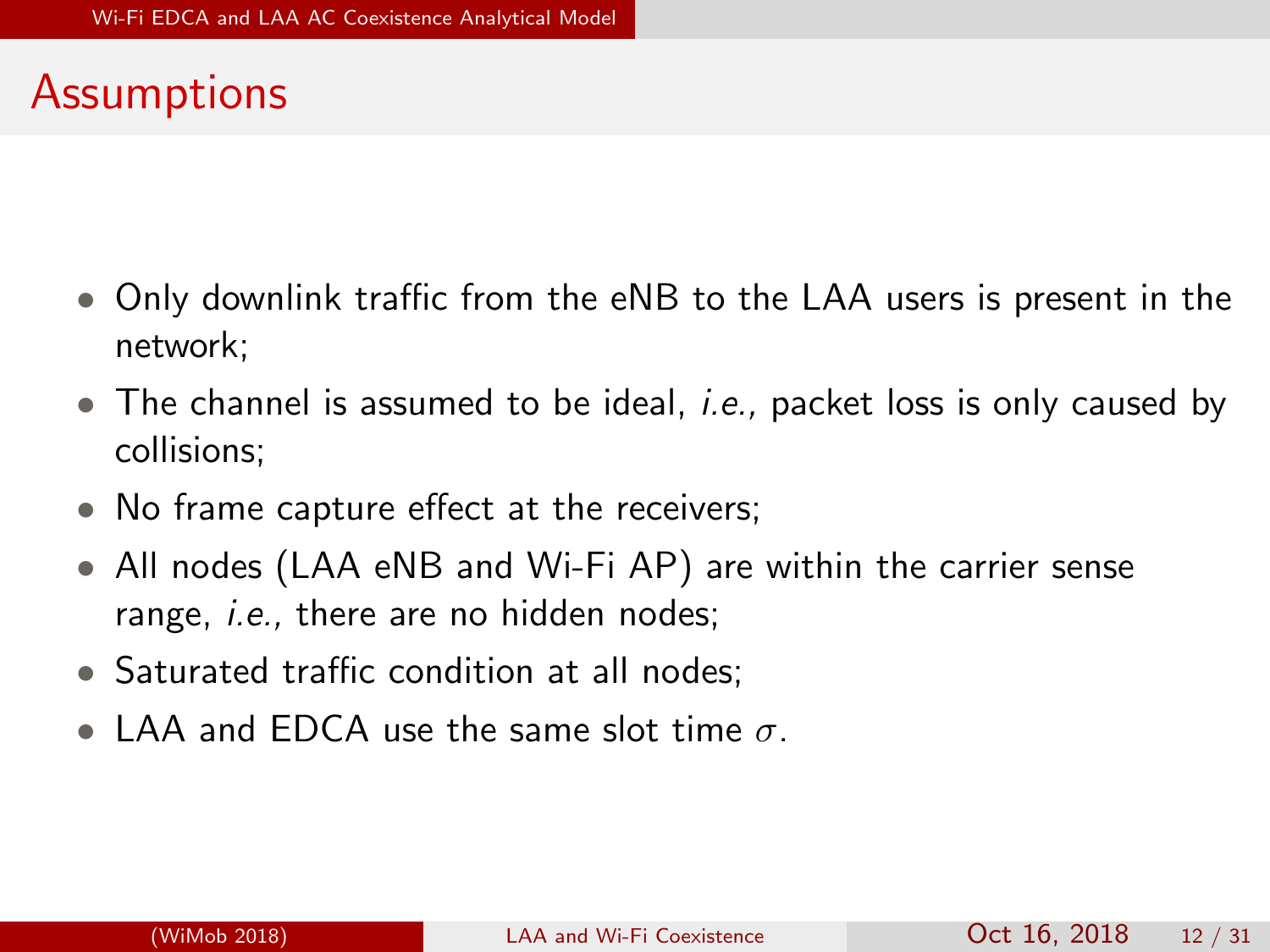## Assumptions

- Only downlink traffic from the eNB to the LAA users is present in the network;
- The channel is assumed to be ideal, *i.e.,* packet loss is only caused by collisions;
- No frame capture effect at the receivers;
- All nodes (LAA eNB and Wi-Fi AP) are within the carrier sense range, *i.e.,* there are no hidden nodes;
- Saturated traffic condition at all nodes;
- LAA and EDCA use the same slot time $\sigma$.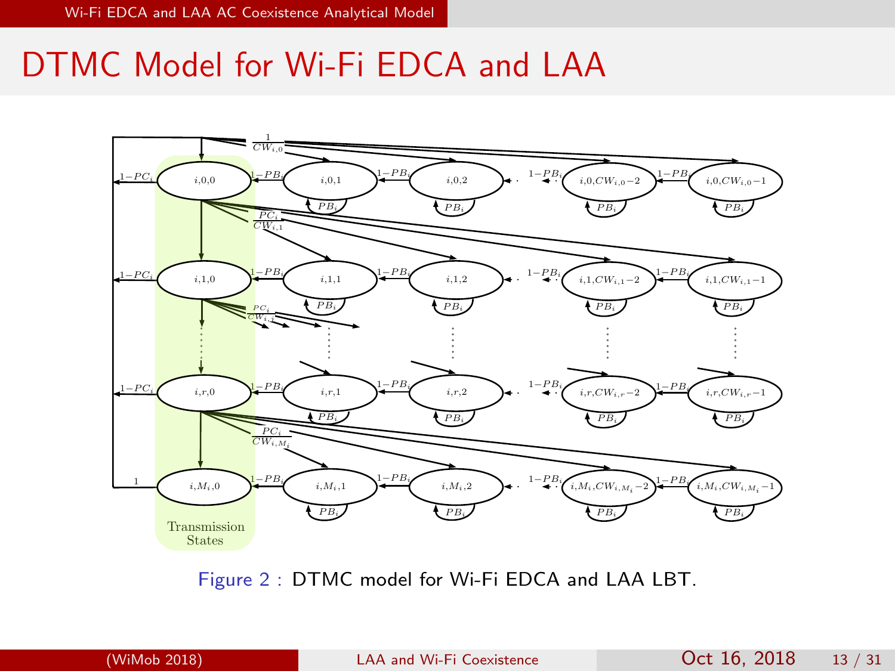# DTMC Model for Wi-Fi EDCA and LAA

Figure 2 : DTMC model for Wi-Fi EDCA and LAA LBT.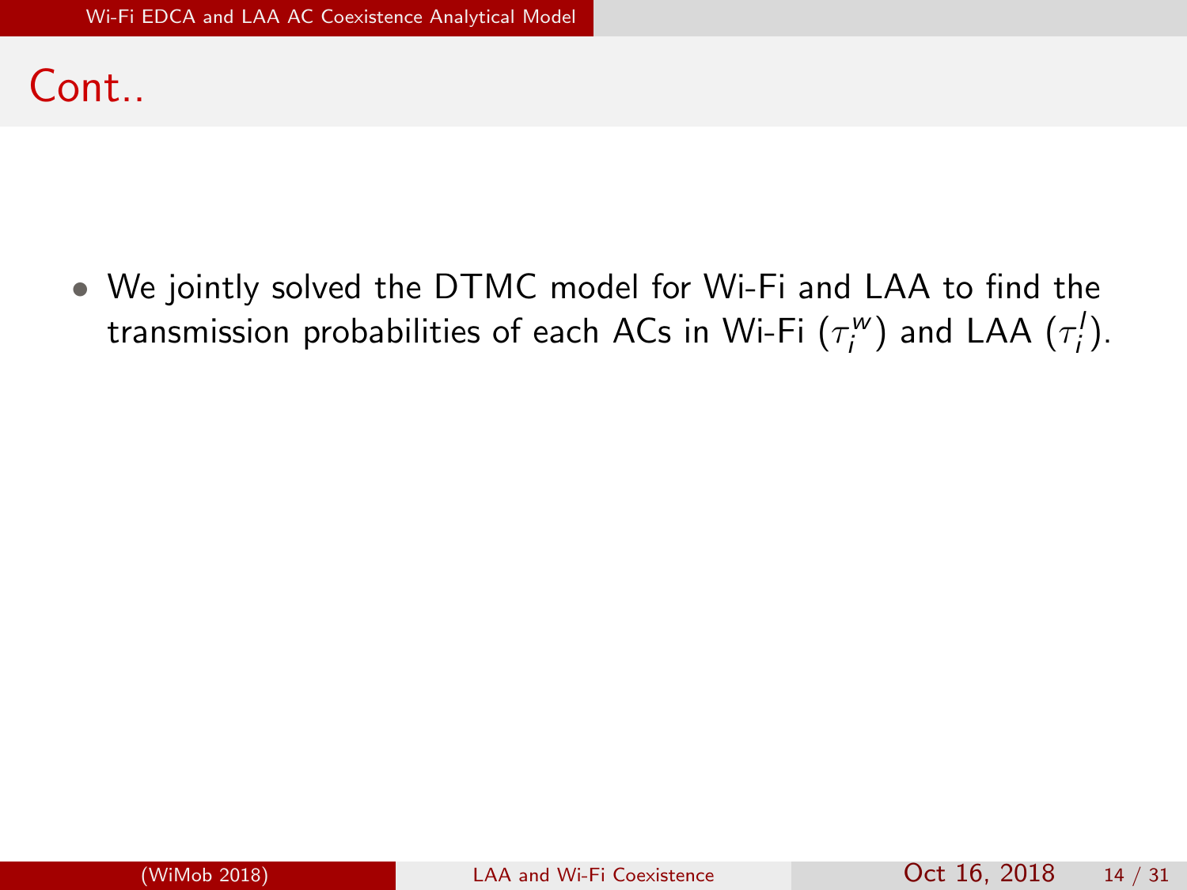## Cont..

- We jointly solved the DTMC model for Wi-Fi and LAA to find the transmission probabilities of each ACs in Wi-Fi ($\tau_i^w$) and LAA ($\tau_i^l$).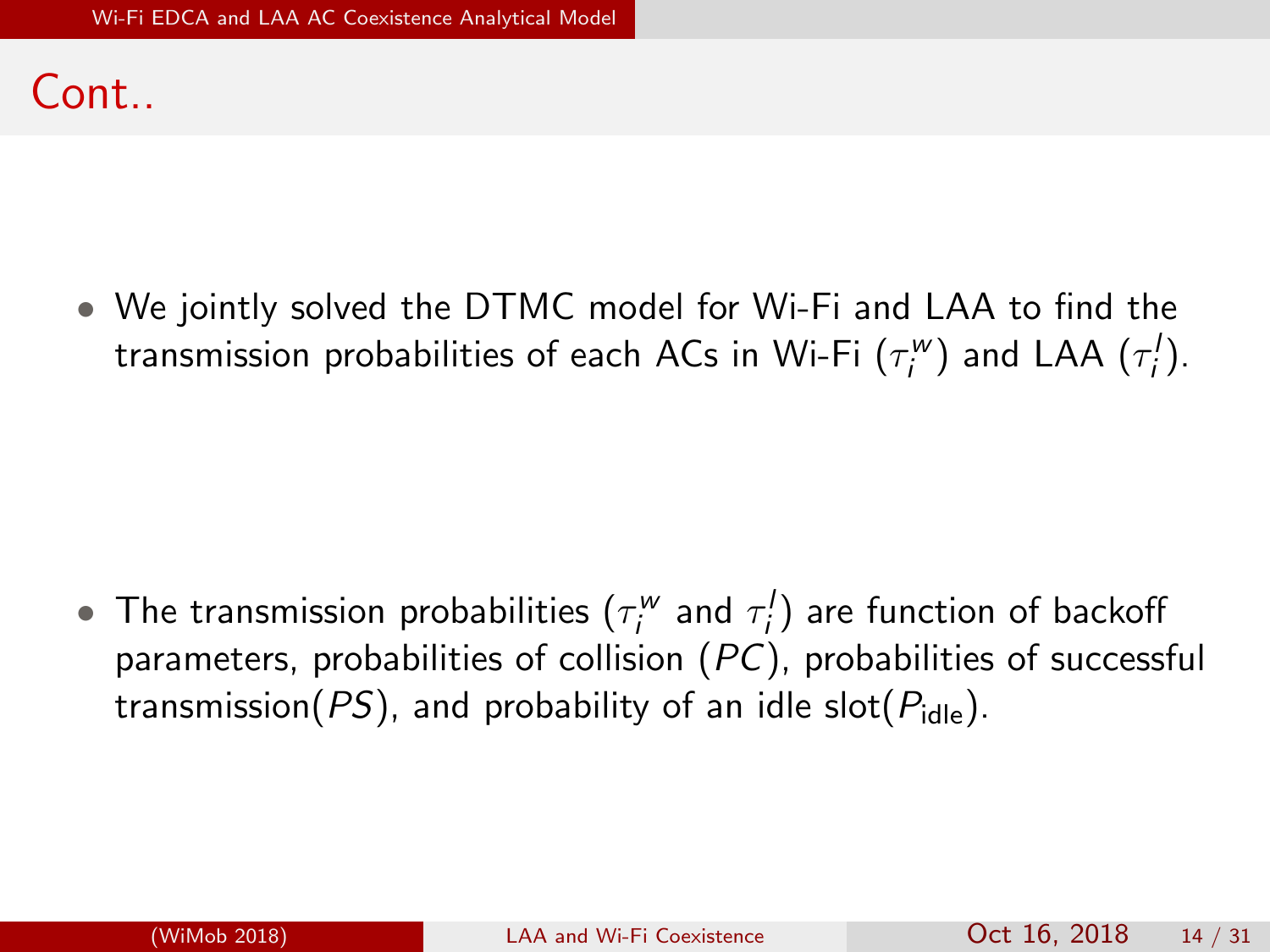# Cont..

- We jointly solved the DTMC model for Wi-Fi and LAA to find the transmission probabilities of each ACs in Wi-Fi ($\tau_i^w$) and LAA ($\tau_i^l$).

- The transmission probabilities ($\tau_i^w$ and $\tau_i^l$) are function of backoff parameters, probabilities of collision ($PC$), probabilities of successful transmission($PS$), and probability of an idle slot($P_{\text{idle}}$).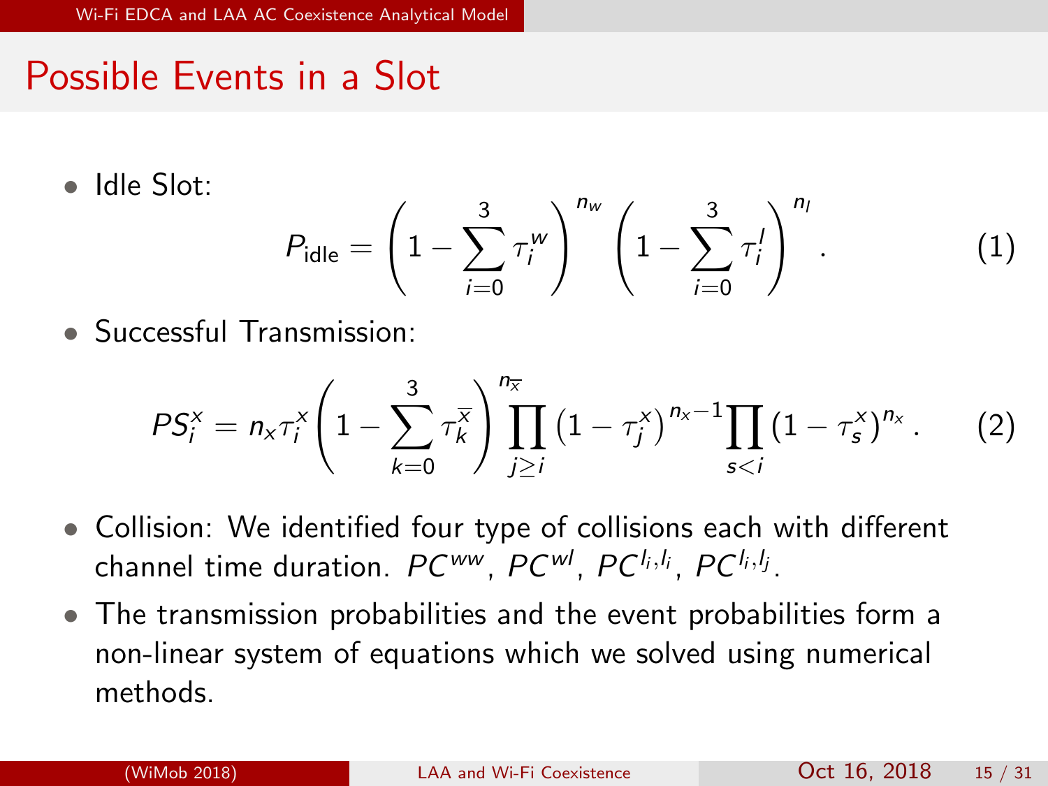# Possible Events in a Slot

- Idle Slot:

$$P_{\text{idle}} = \left(1 - \sum_{i=0}^{3} \tau_i^w\right)^{n_w} \left(1 - \sum_{i=0}^{3} \tau_i^l\right)^{n_l}. \tag{1}$$

- Successful Transmission:

$$PS_i^x = n_x \tau_i^x \left(1 - \sum_{k=0}^{3} \tau_k^{\overline{x}}\right)^{n_{\overline{x}}} \prod_{j \geq i} \left(1 - \tau_j^x\right)^{n_x - 1} \prod_{s<i} \left(1 - \tau_s^x\right)^{n_x}. \tag{2}$$

- Collision: We identified four type of collisions each with different channel time duration. $PC^{ww}$, $PC^{wl}$, $PC^{l_i,l_i}$, $PC^{l_i,l_j}$.
- The transmission probabilities and the event probabilities form a non-linear system of equations which we solved using numerical methods.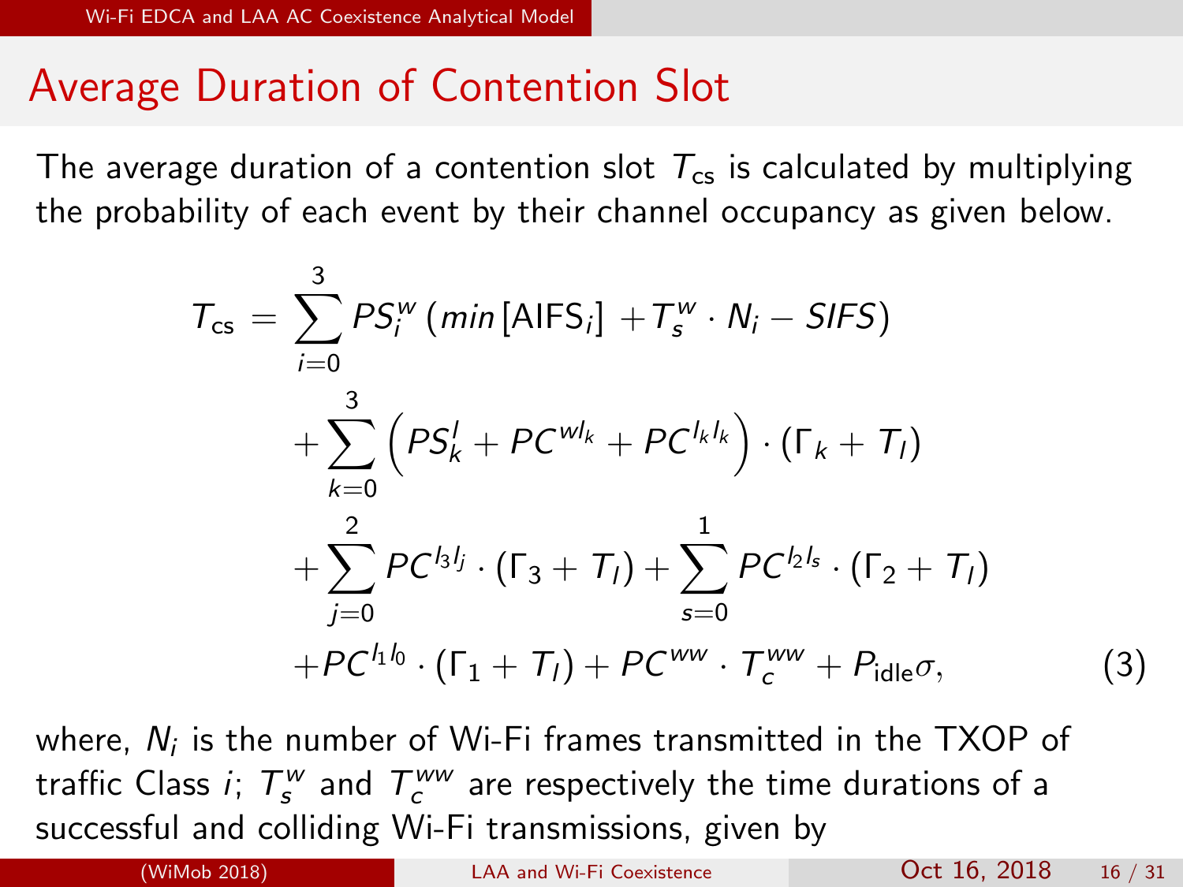## Average Duration of Contention Slot

The average duration of a contention slot $T_{\text{cs}}$ is calculated by multiplying the probability of each event by their channel occupancy as given below.

$$
\begin{aligned}
T_{\text{cs}} = & \sum_{i=0}^{3} PS_i^w \left( min\left[\text{AIFS}_i\right] + T_s^w \cdot N_i - SIFS \right) \\
& + \sum_{k=0}^{3} \left( PS_k^l + PC^{wl_k} + PC^{l_k l_k} \right) \cdot \left( \Gamma_k + T_l \right) \\
& + \sum_{j=0}^{2} PC^{l_3 l_j} \cdot \left( \Gamma_3 + T_l \right) + \sum_{s=0}^{1} PC^{l_2 l_s} \cdot \left( \Gamma_2 + T_l \right) \\
& + PC^{l_1 l_0} \cdot \left( \Gamma_1 + T_l \right) + PC^{ww} \cdot T_c^{ww} + P_{\text{idle}} \sigma,
\end{aligned} \tag{3}
$$

where, $N_i$ is the number of Wi-Fi frames transmitted in the TXOP of traffic Class $i$; $T_s^w$ and $T_c^{ww}$ are respectively the time durations of a successful and colliding Wi-Fi transmissions, given by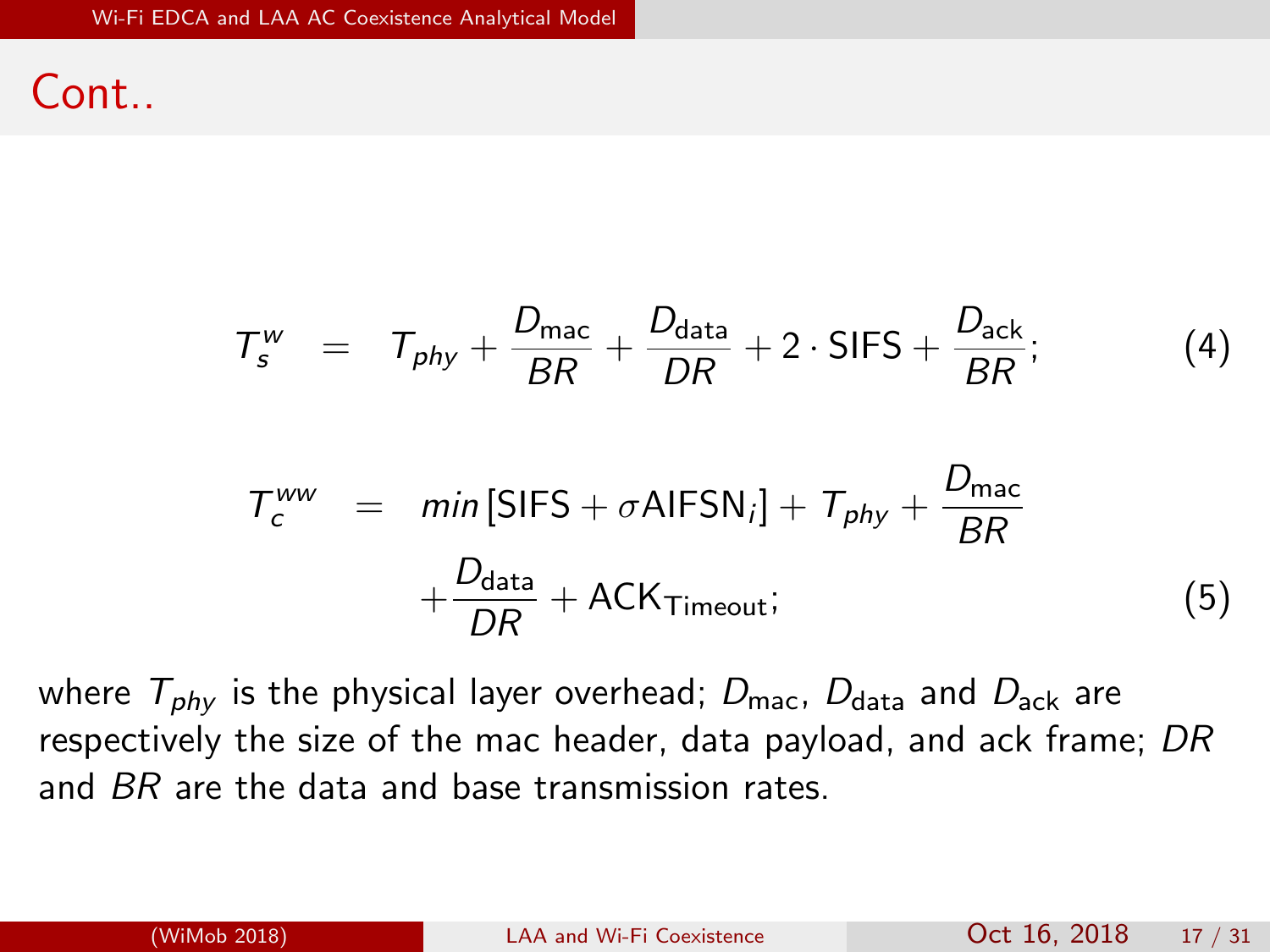## Cont..

$$T_s^w = T_{phy} + \frac{D_{\text{mac}}}{BR} + \frac{D_{\text{data}}}{DR} + 2 \cdot \text{SIFS} + \frac{D_{\text{ack}}}{BR}; \tag{4}$$

$$T_c^{ww} = min\left[\text{SIFS} + \sigma \text{AIFSN}_i\right] + T_{phy} + \frac{D_{\text{mac}}}{BR} + \frac{D_{\text{data}}}{DR} + \text{ACK}_{\text{Timeout}}; \tag{5}$$

where $T_{phy}$ is the physical layer overhead; $D_{\text{mac}}$, $D_{\text{data}}$ and $D_{\text{ack}}$ are respectively the size of the mac header, data payload, and ack frame; $DR$ and $BR$ are the data and base transmission rates.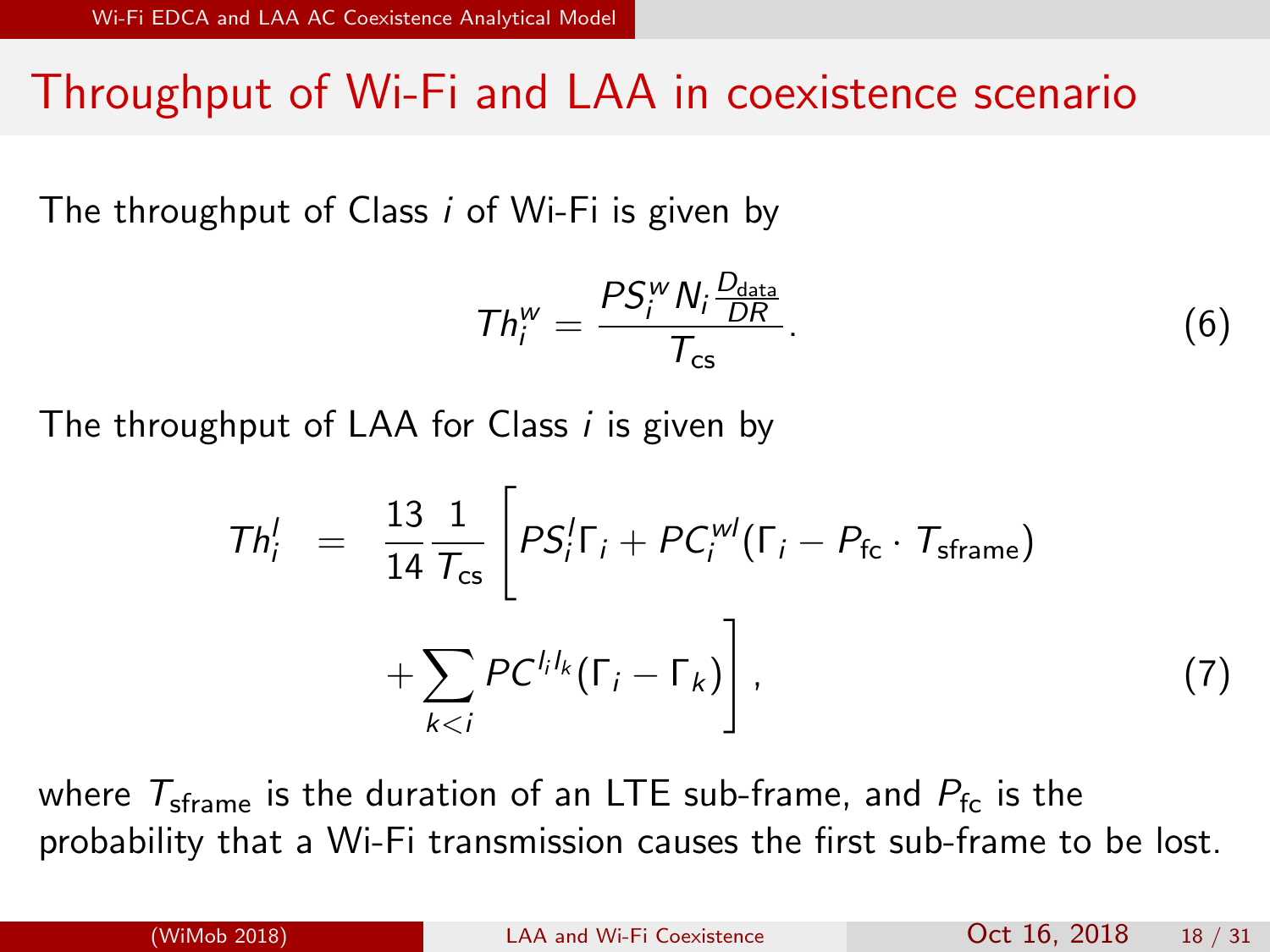# Throughput of Wi-Fi and LAA in coexistence scenario

The throughput of Class $i$ of Wi-Fi is given by

$$Th_i^w = \frac{PS_i^w N_i \frac{D_{\text{data}}}{DR}}{T_{\text{cs}}}. \tag{6}$$

The throughput of LAA for Class $i$ is given by

$$\begin{aligned} Th_i^l &= \frac{13}{14} \frac{1}{T_{\text{cs}}} \Bigg[ PS_i^l \Gamma_i + PC_i^{wl} (\Gamma_i - P_{\text{fc}} \cdot T_{\text{sframe}}) \\ &\quad + \sum_{k<i} PC^{l_i l_k} (\Gamma_i - \Gamma_k) \Bigg], \end{aligned} \tag{7}$$

where $T_{\text{sframe}}$ is the duration of an LTE sub-frame, and $P_{\text{fc}}$ is the probability that a Wi-Fi transmission causes the first sub-frame to be lost.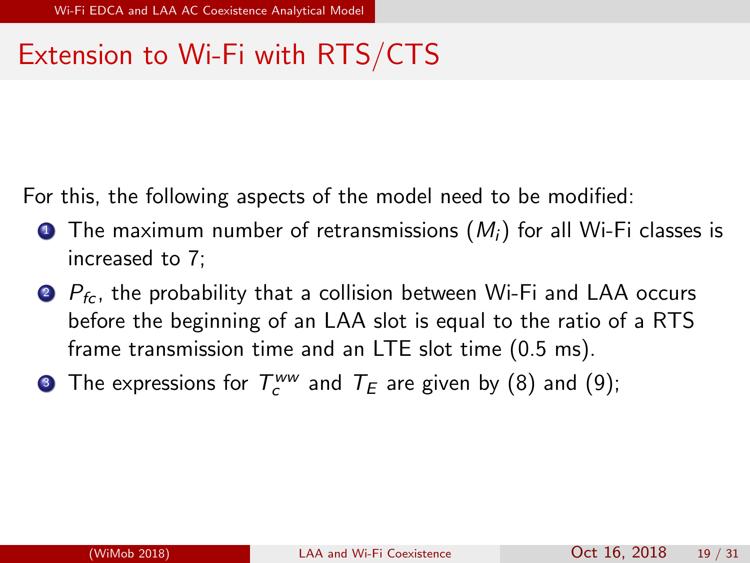# Extension to Wi-Fi with RTS/CTS

For this, the following aspects of the model need to be modified:

1. The maximum number of retransmissions ($M_i$) for all Wi-Fi classes is increased to 7;
2. $P_{fc}$, the probability that a collision between Wi-Fi and LAA occurs before the beginning of an LAA slot is equal to the ratio of a RTS frame transmission time and an LTE slot time (0.5 ms).
3. The expressions for $T_c^{ww}$ and $T_E$ are given by (8) and (9);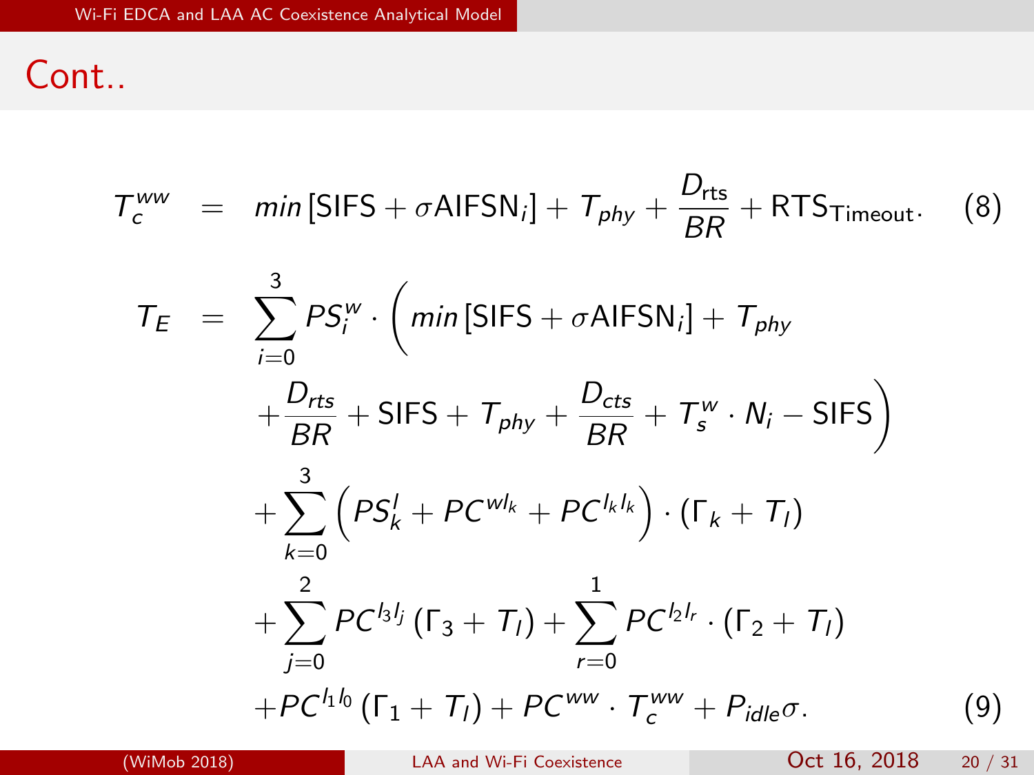## Cont..

$$T_c^{ww} = min\left[\text{SIFS} + \sigma \text{AIFSN}_i\right] + T_{phy} + \frac{D_{\text{rts}}}{BR} + \text{RTS}_{\text{Timeout}}. \quad (8)$$

$$\begin{aligned}
T_E = & \sum_{i=0}^{3} PS_i^w \cdot \Big( min\left[\text{SIFS} + \sigma \text{AIFSN}_i\right] + T_{phy} \\
& + \frac{D_{rts}}{BR} + \text{SIFS} + T_{phy} + \frac{D_{cts}}{BR} + T_s^w \cdot N_i - \text{SIFS} \Big) \\
& + \sum_{k=0}^{3} \left( PS_k^l + PC^{wl_k} + PC^{l_k l_k} \right) \cdot (\Gamma_k + T_l) \\
& + \sum_{j=0}^{2} PC^{l_3 l_j} (\Gamma_3 + T_l) + \sum_{r=0}^{1} PC^{l_2 l_r} \cdot (\Gamma_2 + T_l) \\
& + PC^{l_1 l_0} (\Gamma_1 + T_l) + PC^{ww} \cdot T_c^{ww} + P_{idle}\sigma. \quad (9)
\end{aligned}$$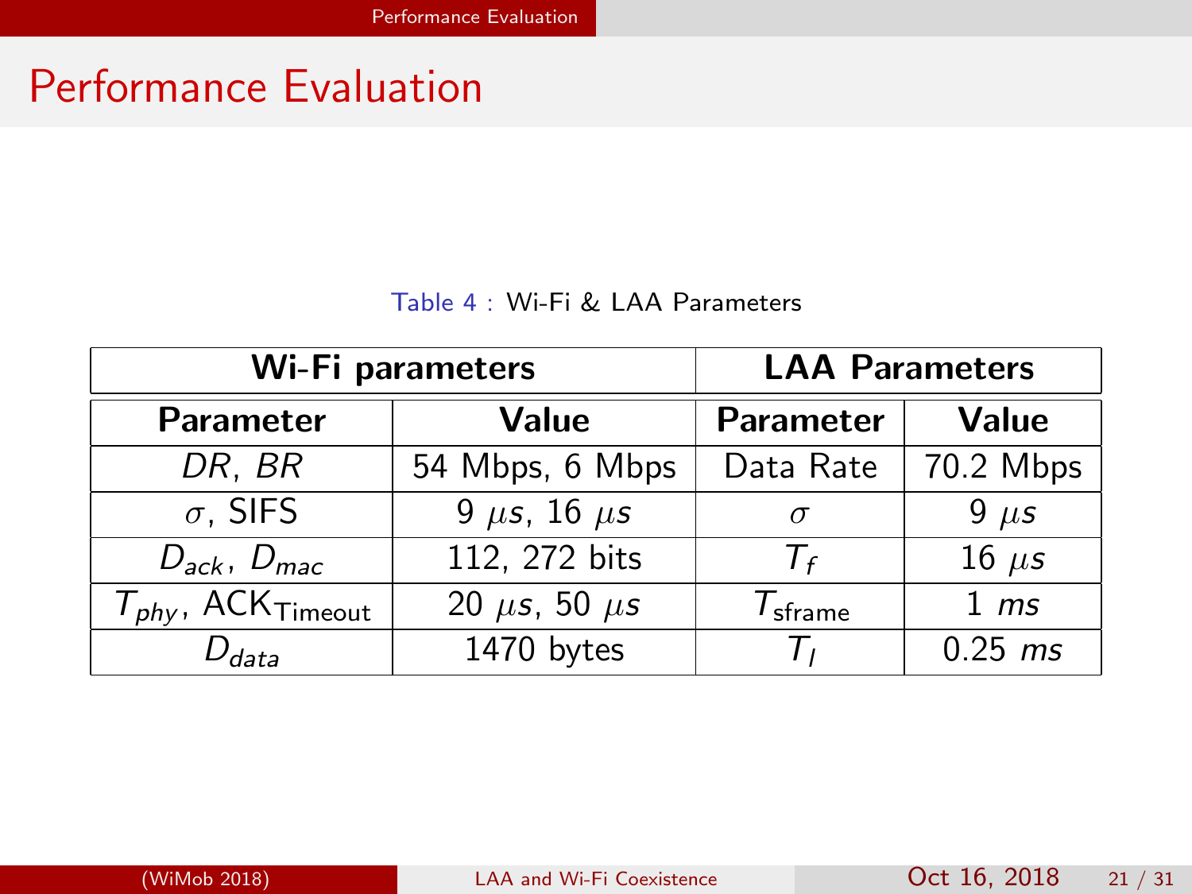# Performance Evaluation

Table 4 : Wi-Fi & LAA Parameters

| **Wi-Fi parameters** | | **LAA Parameters** | |
|---|---|---|---|
| **Parameter** | **Value** | **Parameter** | **Value** |
| $DR$, $BR$ | 54 Mbps, 6 Mbps | Data Rate | 70.2 Mbps |
| $\sigma$, SIFS | 9 $\mu s$, 16 $\mu s$ | $\sigma$ | 9 $\mu s$ |
| $D_{ack}$, $D_{mac}$ | 112, 272 bits | $T_f$ | 16 $\mu s$ |
| $T_{phy}$, $\text{ACK}_{\text{Timeout}}$ | 20 $\mu s$, 50 $\mu s$ | $T_{\text{sframe}}$ | 1 $ms$ |
| $D_{data}$ | 1470 bytes | $T_l$ | 0.25 $ms$ |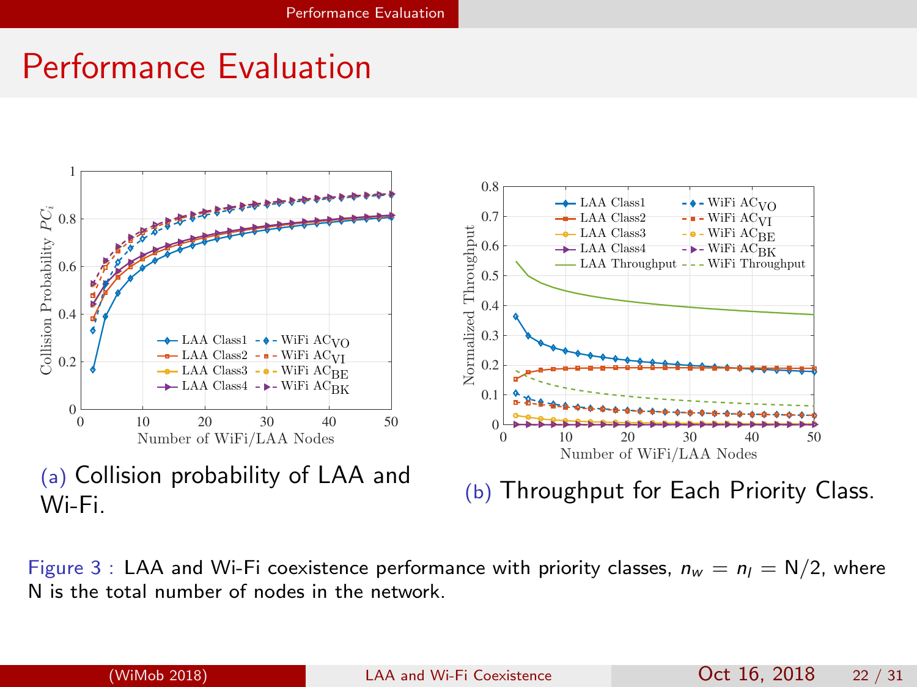# Performance Evaluation

(a) Collision probability of LAA and Wi-Fi.

(b) Throughput for Each Priority Class.

Figure 3 : LAA and Wi-Fi coexistence performance with priority classes, $n_w = n_l = N/2$, where N is the total number of nodes in the network.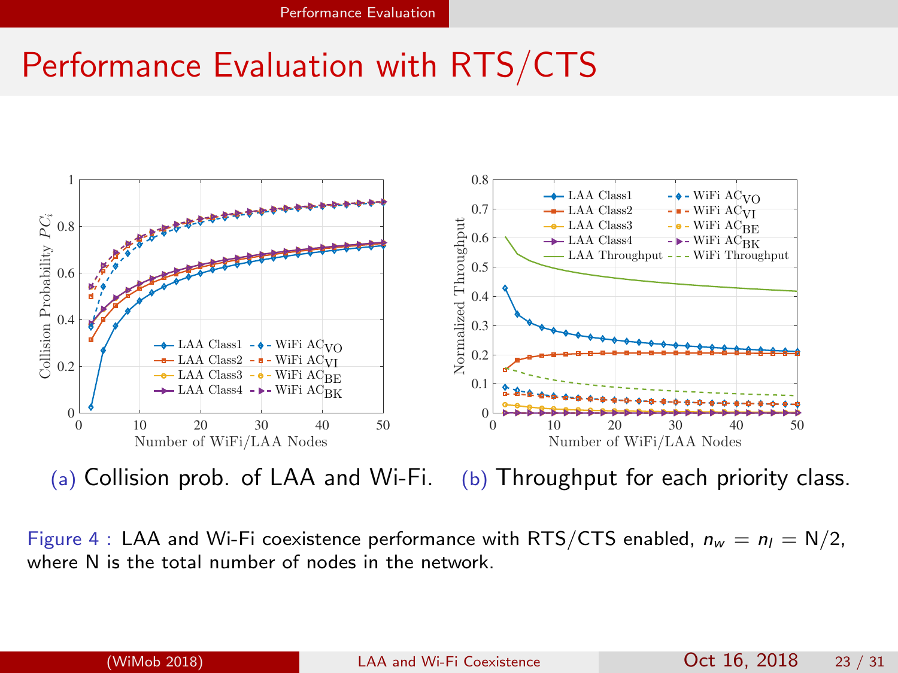# Performance Evaluation with RTS/CTS

(a) Collision prob. of LAA and Wi-Fi.

(b) Throughput for each priority class.

Figure 4 : LAA and Wi-Fi coexistence performance with RTS/CTS enabled, $n_w = n_l = N/2$, where N is the total number of nodes in the network.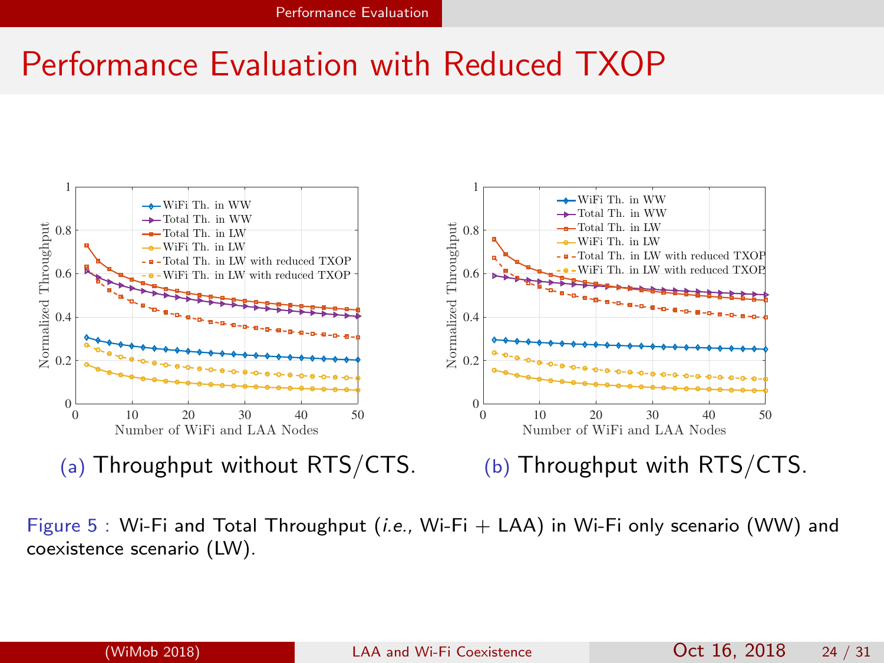# Performance Evaluation with Reduced TXOP

(a) Throughput without RTS/CTS.

(b) Throughput with RTS/CTS.

Figure 5 : Wi-Fi and Total Throughput (*i.e.*, Wi-Fi + LAA) in Wi-Fi only scenario (WW) and coexistence scenario (LW).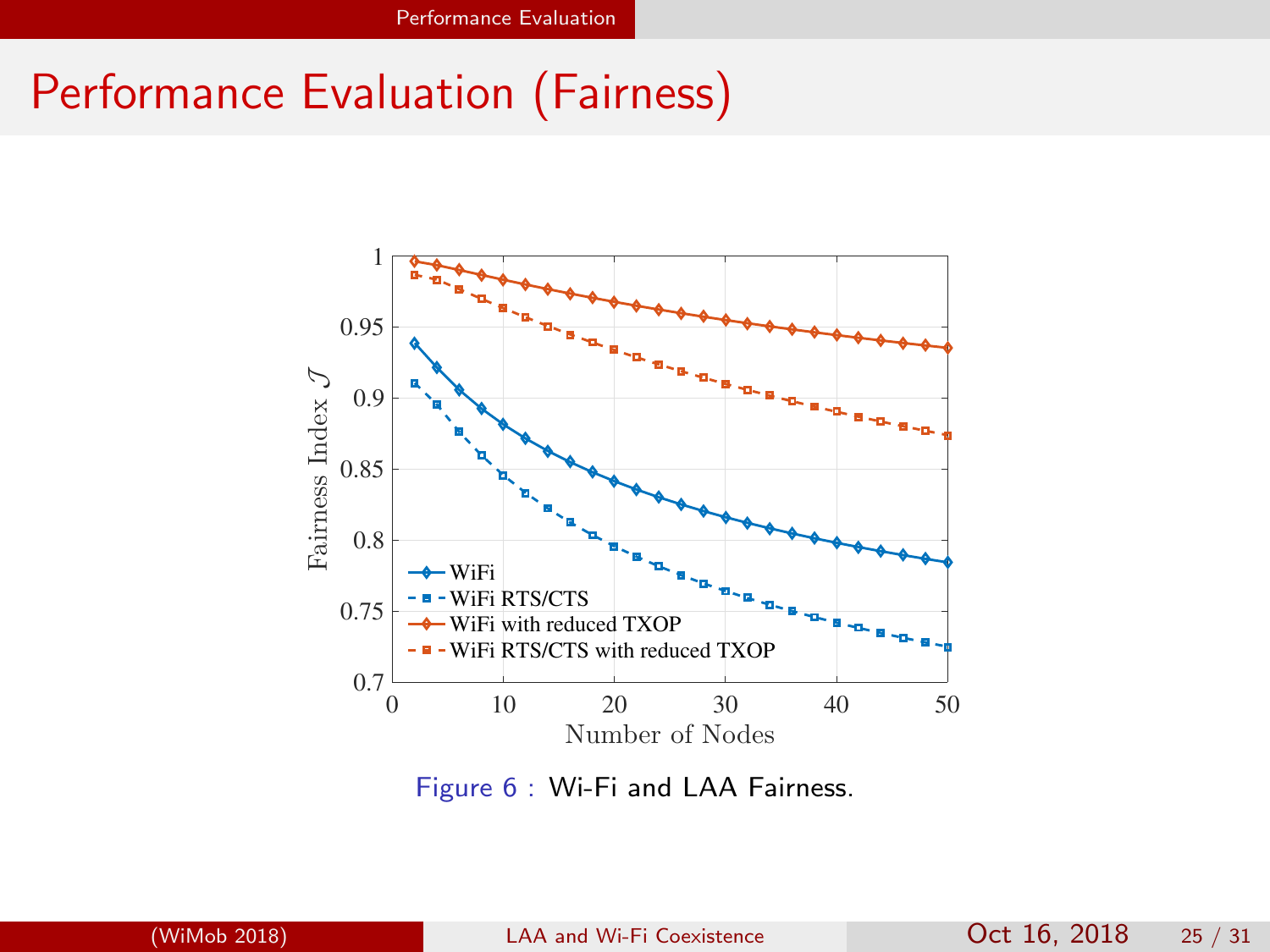# Performance Evaluation (Fairness)

Figure 6 : Wi-Fi and LAA Fairness.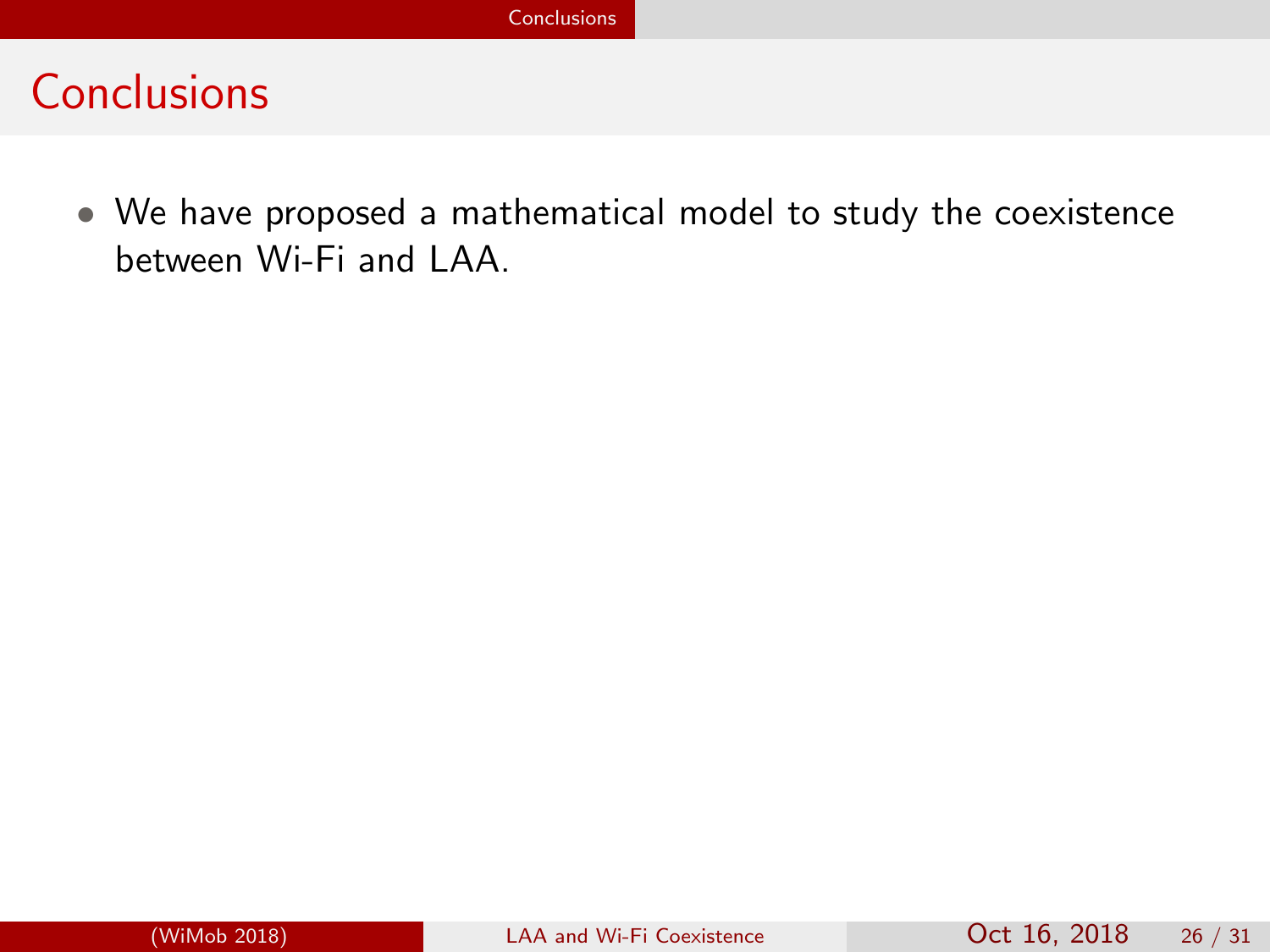# Conclusions

- We have proposed a mathematical model to study the coexistence between Wi-Fi and LAA.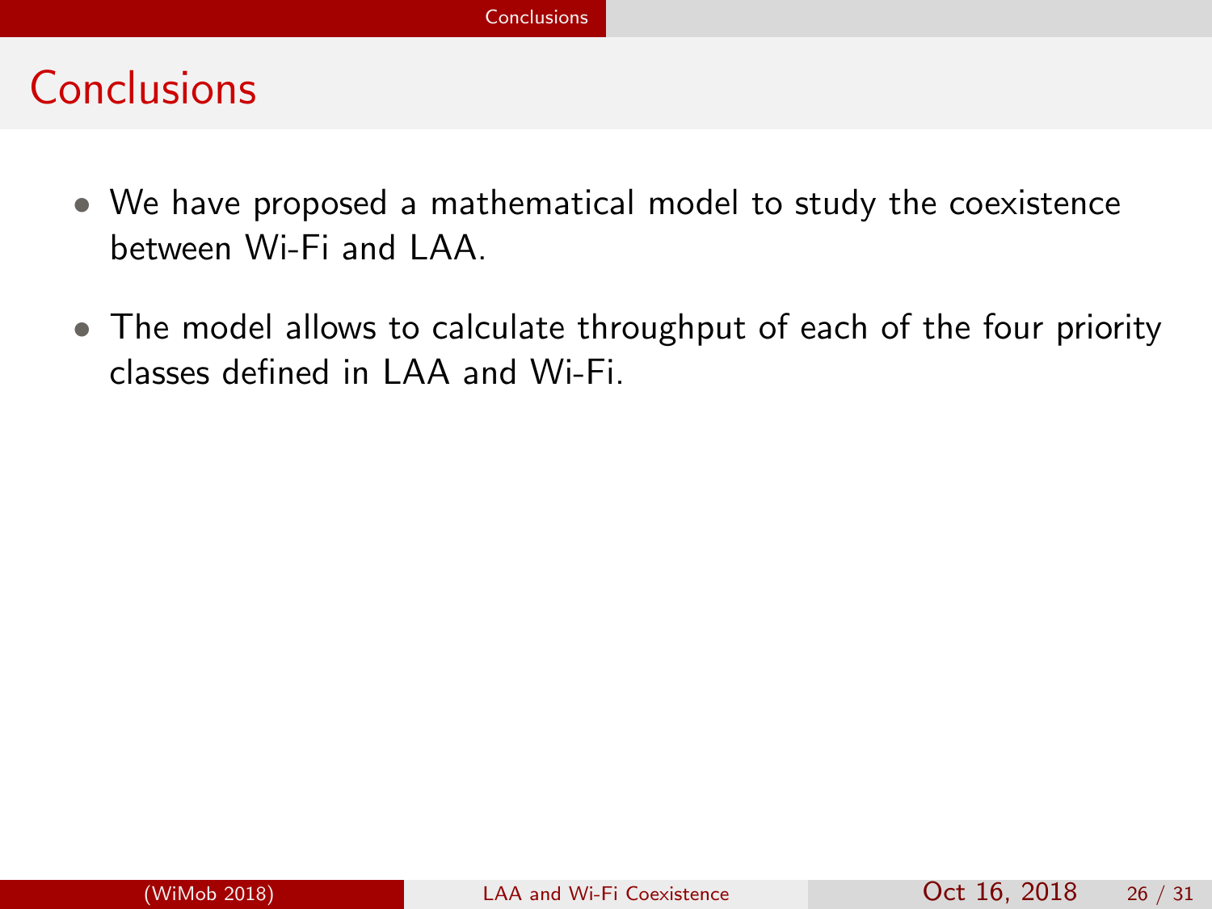# Conclusions

- We have proposed a mathematical model to study the coexistence between Wi-Fi and LAA.
- The model allows to calculate throughput of each of the four priority classes defined in LAA and Wi-Fi.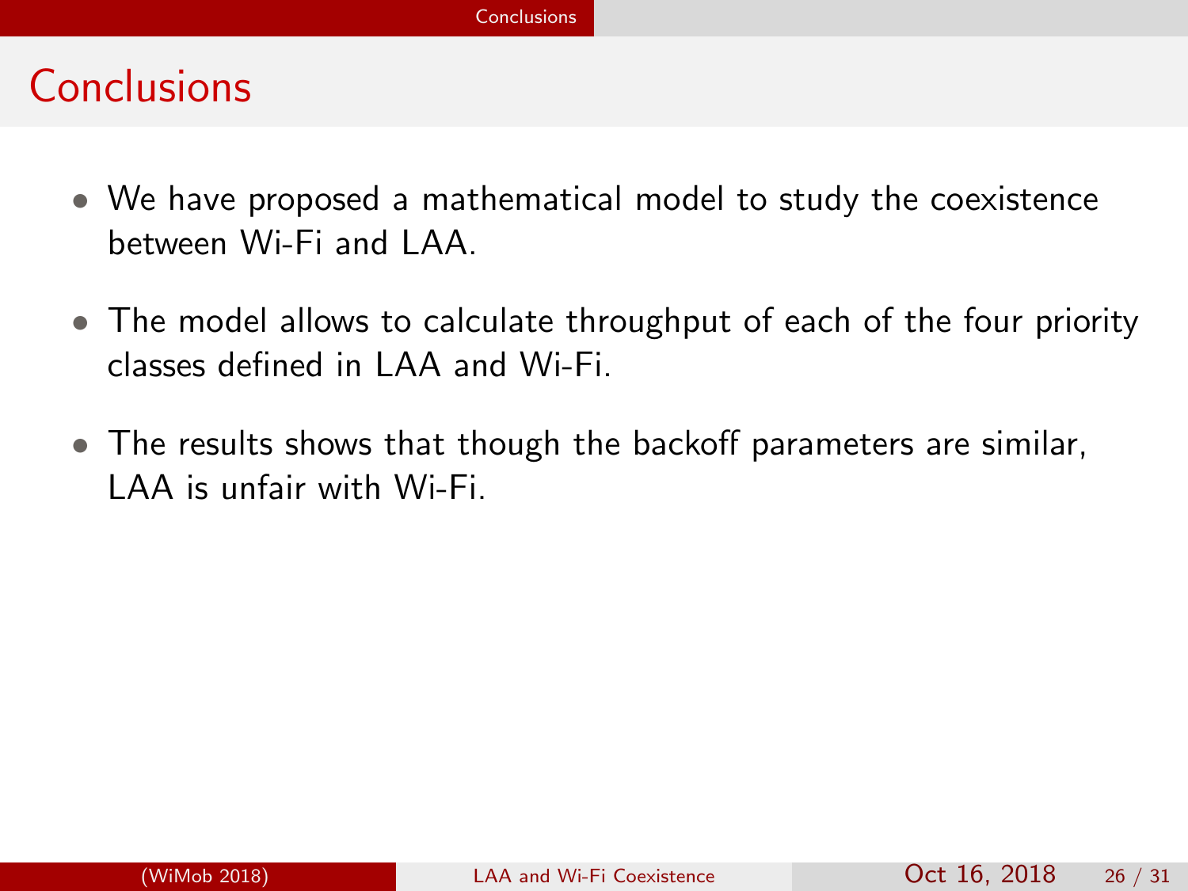# Conclusions

- We have proposed a mathematical model to study the coexistence between Wi-Fi and LAA.
- The model allows to calculate throughput of each of the four priority classes defined in LAA and Wi-Fi.
- The results shows that though the backoff parameters are similar, LAA is unfair with Wi-Fi.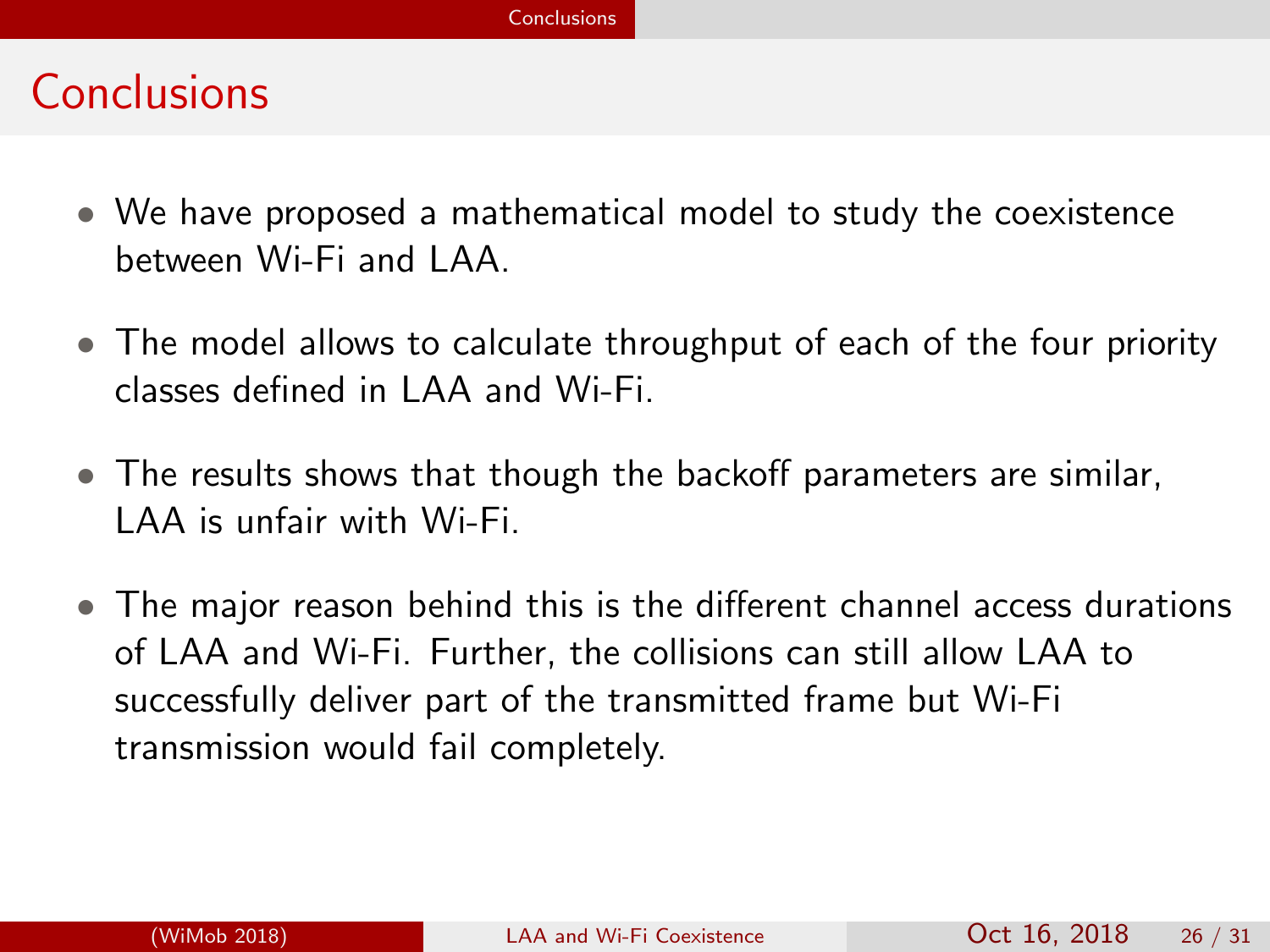# Conclusions

- We have proposed a mathematical model to study the coexistence between Wi-Fi and LAA.
- The model allows to calculate throughput of each of the four priority classes defined in LAA and Wi-Fi.
- The results shows that though the backoff parameters are similar, LAA is unfair with Wi-Fi.
- The major reason behind this is the different channel access durations of LAA and Wi-Fi. Further, the collisions can still allow LAA to successfully deliver part of the transmitted frame but Wi-Fi transmission would fail completely.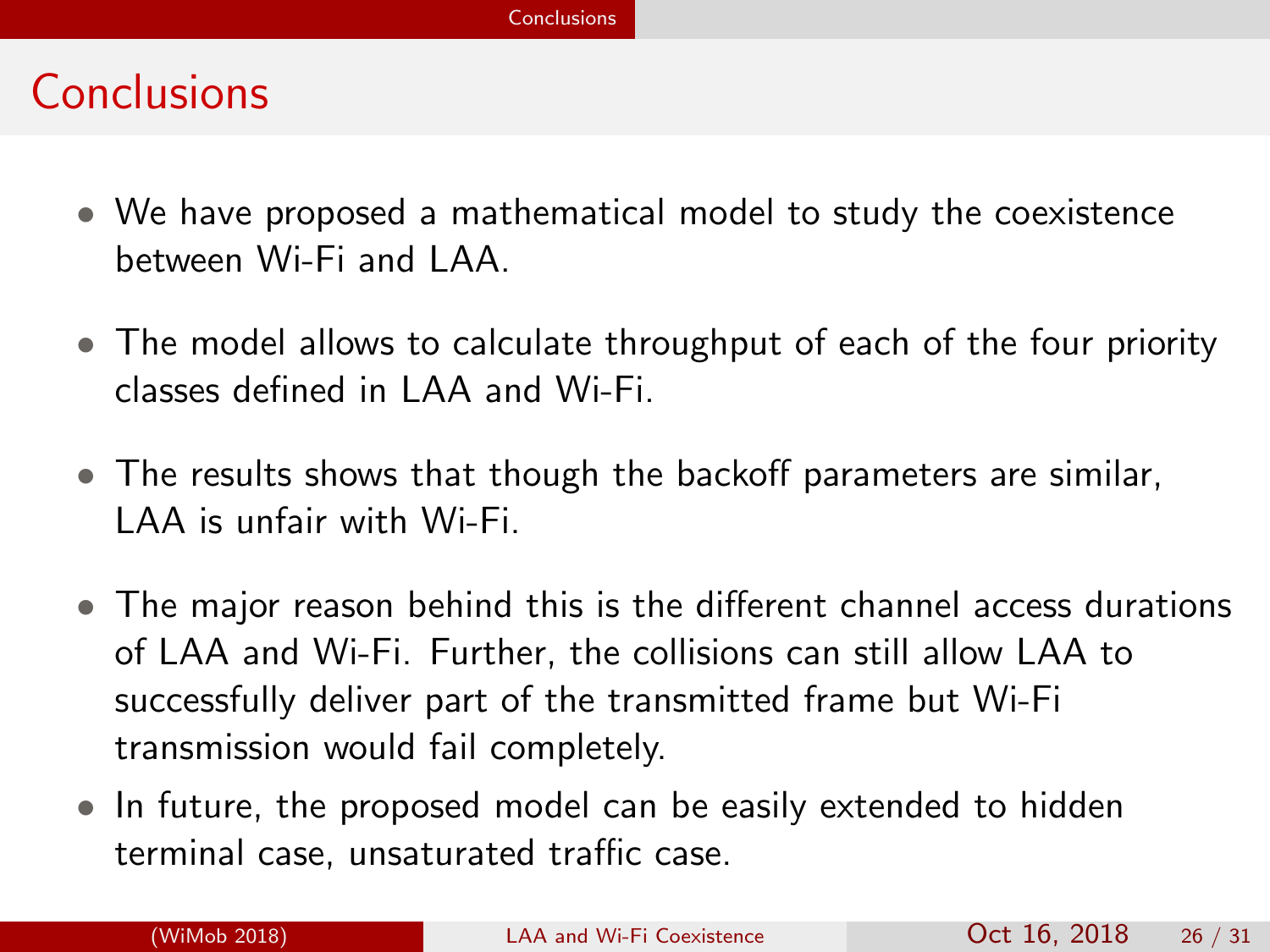# Conclusions

- We have proposed a mathematical model to study the coexistence between Wi-Fi and LAA.
- The model allows to calculate throughput of each of the four priority classes defined in LAA and Wi-Fi.
- The results shows that though the backoff parameters are similar, LAA is unfair with Wi-Fi.
- The major reason behind this is the different channel access durations of LAA and Wi-Fi. Further, the collisions can still allow LAA to successfully deliver part of the transmitted frame but Wi-Fi transmission would fail completely.
- In future, the proposed model can be easily extended to hidden terminal case, unsaturated traffic case.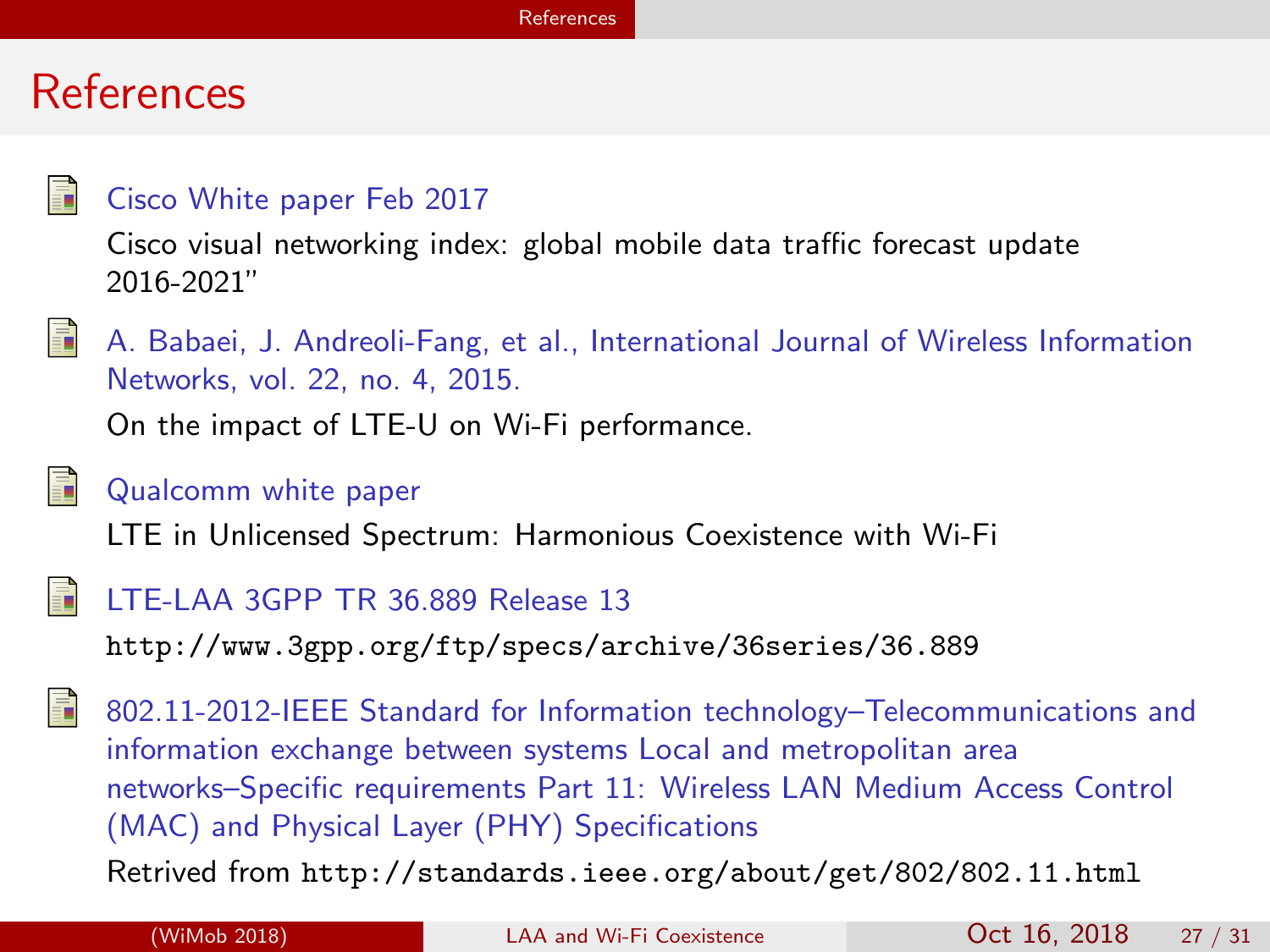# References

- Cisco White paper Feb 2017

  Cisco visual networking index: global mobile data traffic forecast update 2016-2021"

- A. Babaei, J. Andreoli-Fang, et al., International Journal of Wireless Information Networks, vol. 22, no. 4, 2015.

  On the impact of LTE-U on Wi-Fi performance.

- Qualcomm white paper

  LTE in Unlicensed Spectrum: Harmonious Coexistence with Wi-Fi

- LTE-LAA 3GPP TR 36.889 Release 13

  `http://www.3gpp.org/ftp/specs/archive/36series/36.889`

- 802.11-2012-IEEE Standard for Information technology–Telecommunications and information exchange between systems Local and metropolitan area networks–Specific requirements Part 11: Wireless LAN Medium Access Control (MAC) and Physical Layer (PHY) Specifications

  Retrived from `http://standards.ieee.org/about/get/802/802.11.html`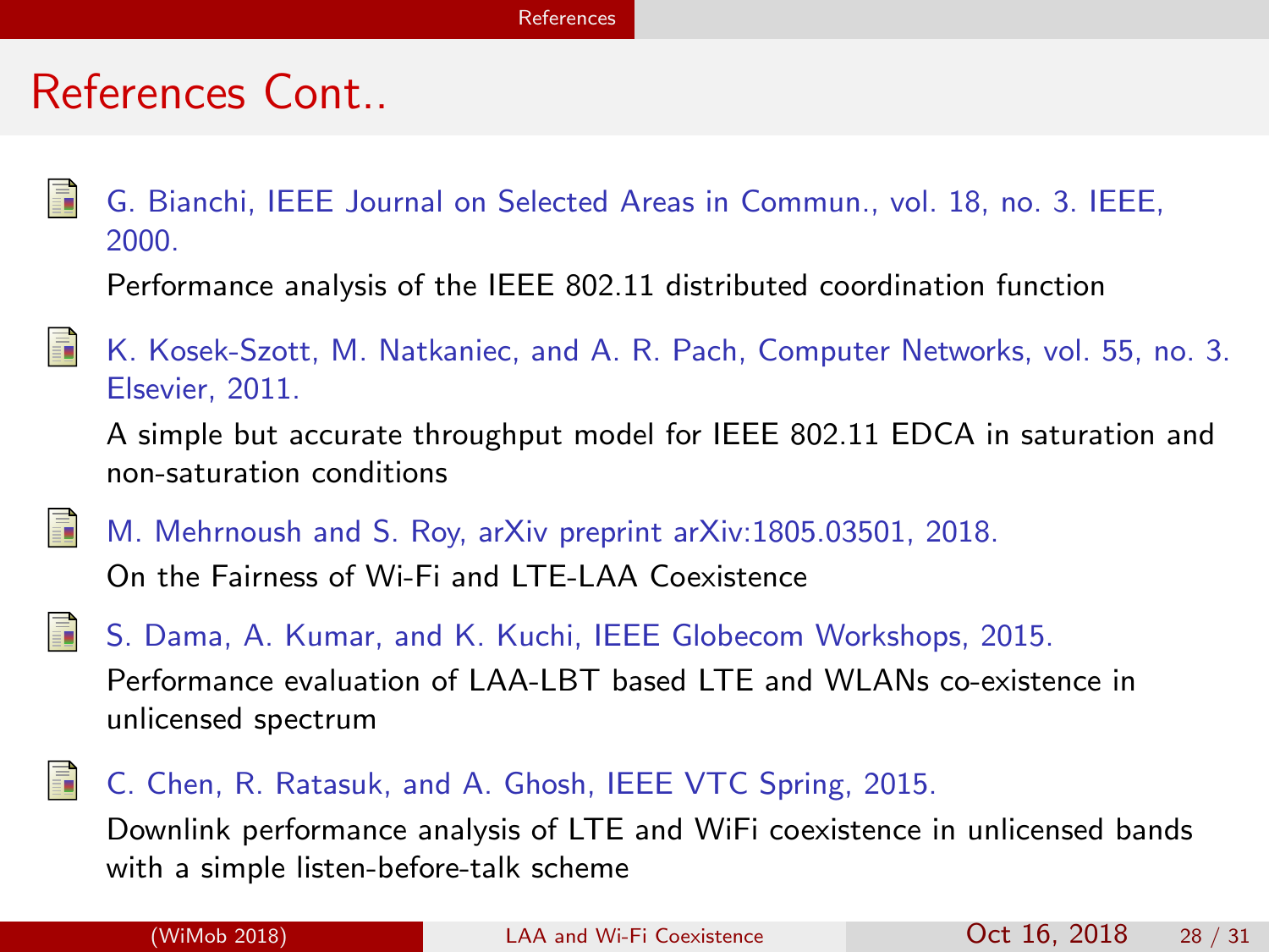# References Cont..

- G. Bianchi, IEEE Journal on Selected Areas in Commun., vol. 18, no. 3. IEEE, 2000.

  Performance analysis of the IEEE 802.11 distributed coordination function

- K. Kosek-Szott, M. Natkaniec, and A. R. Pach, Computer Networks, vol. 55, no. 3. Elsevier, 2011.

  A simple but accurate throughput model for IEEE 802.11 EDCA in saturation and non-saturation conditions

- M. Mehrnoush and S. Roy, arXiv preprint arXiv:1805.03501, 2018.

  On the Fairness of Wi-Fi and LTE-LAA Coexistence

- S. Dama, A. Kumar, and K. Kuchi, IEEE Globecom Workshops, 2015.

  Performance evaluation of LAA-LBT based LTE and WLANs co-existence in unlicensed spectrum

- C. Chen, R. Ratasuk, and A. Ghosh, IEEE VTC Spring, 2015.

  Downlink performance analysis of LTE and WiFi coexistence in unlicensed bands with a simple listen-before-talk scheme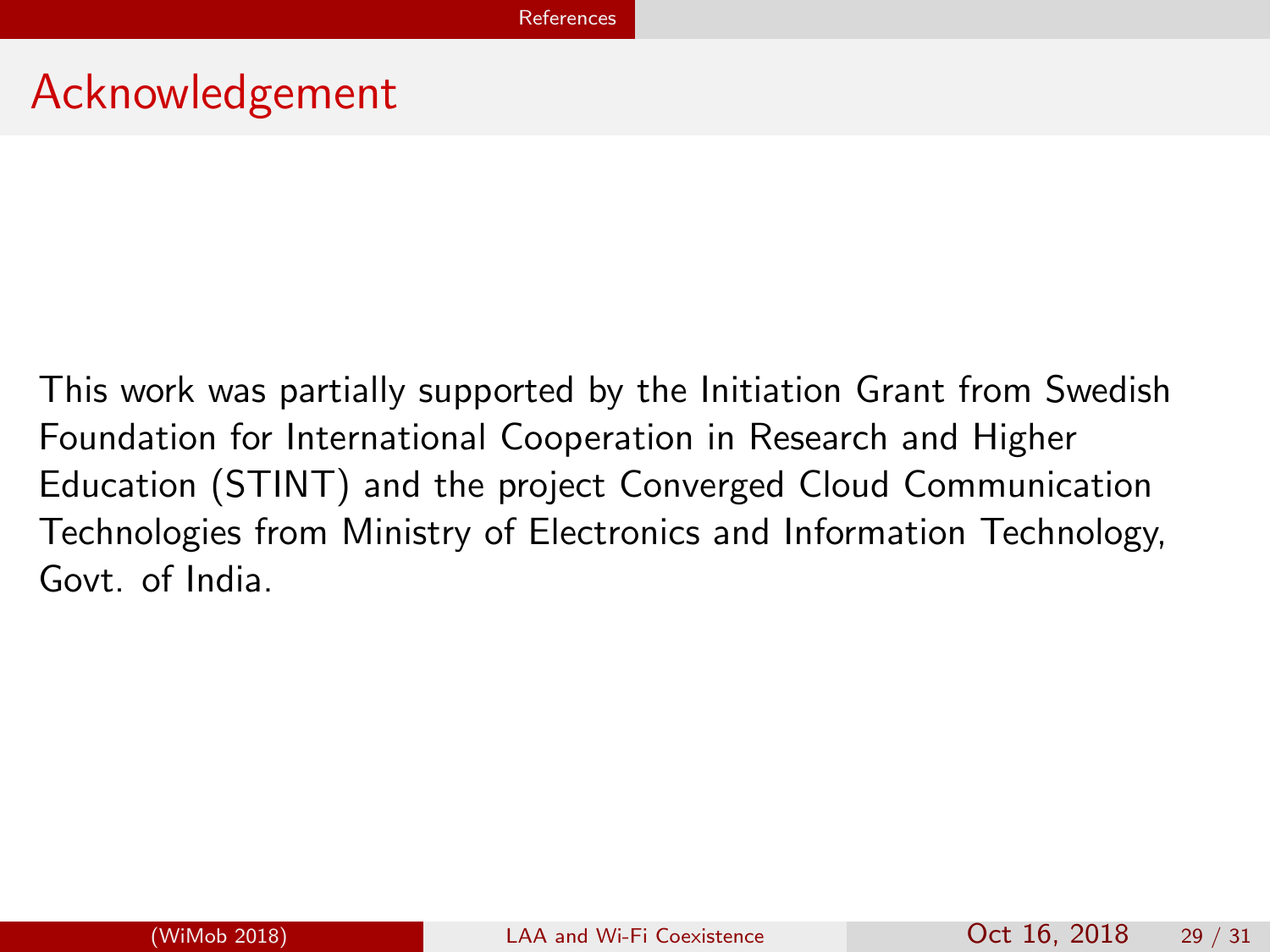# Acknowledgement

This work was partially supported by the Initiation Grant from Swedish Foundation for International Cooperation in Research and Higher Education (STINT) and the project Converged Cloud Communication Technologies from Ministry of Electronics and Information Technology, Govt. of India.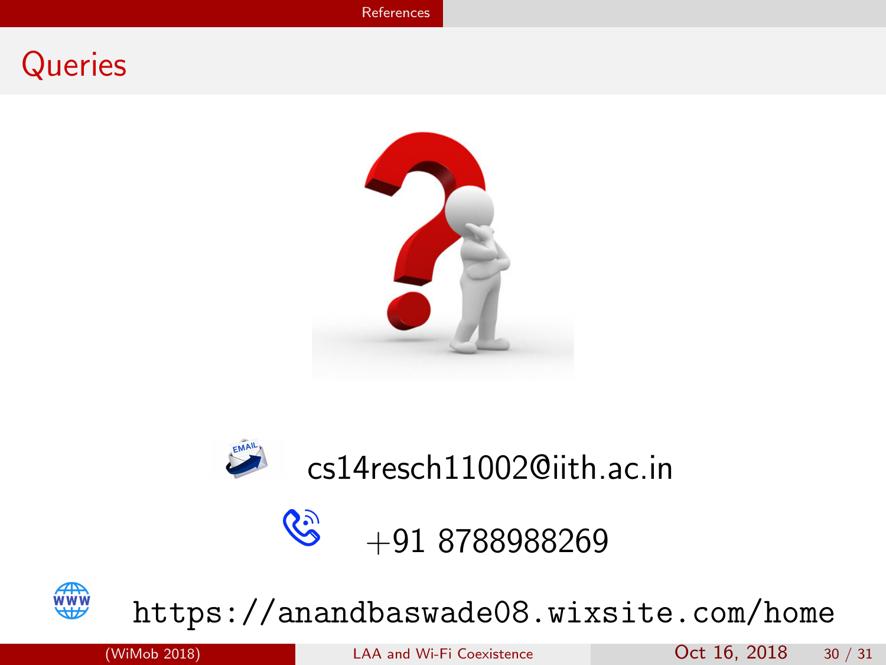# Queries

cs14resch11002@iith.ac.in

+91 8788988269

https://anandbaswade08.wixsite.com/home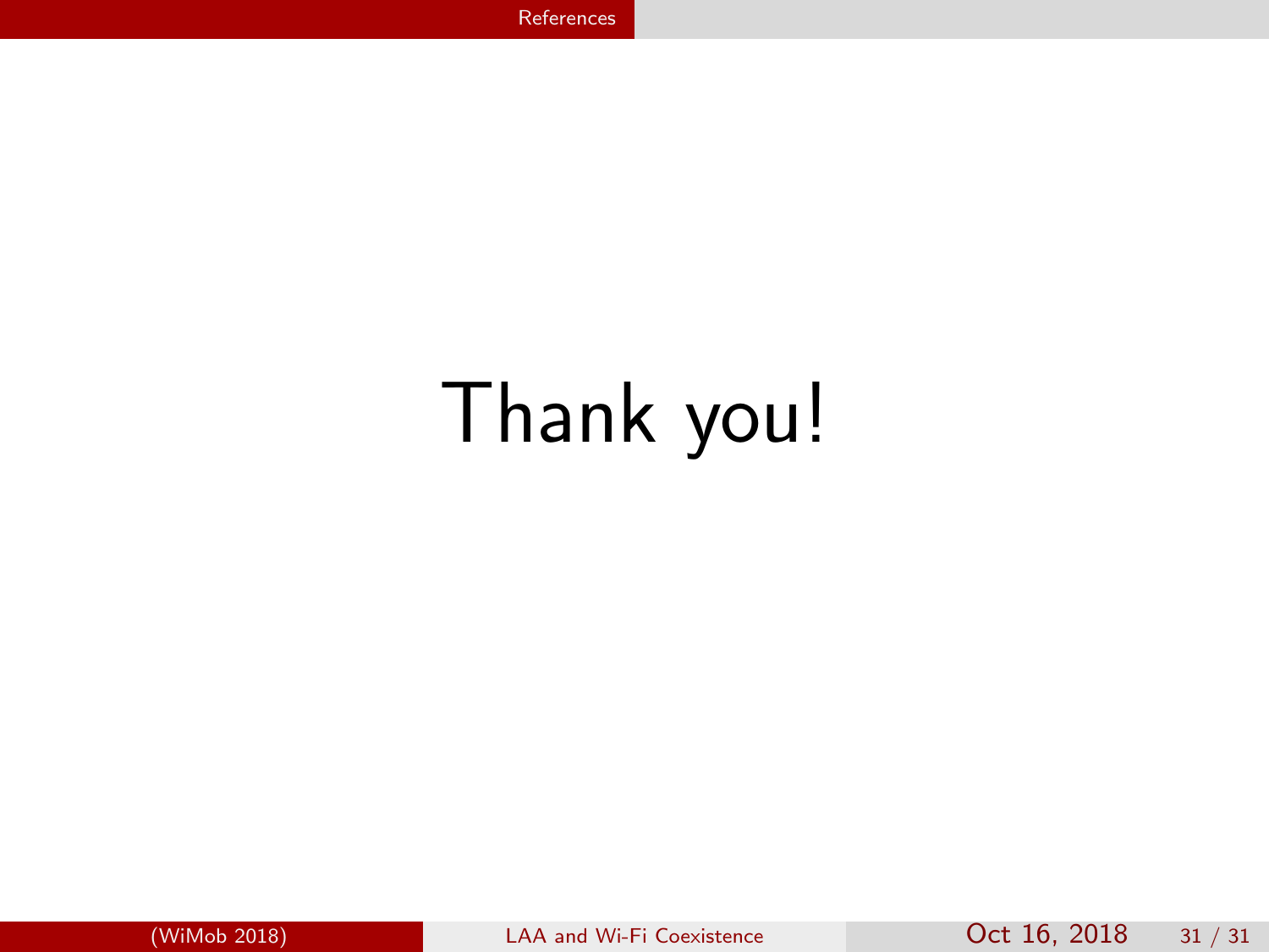# Thank you!